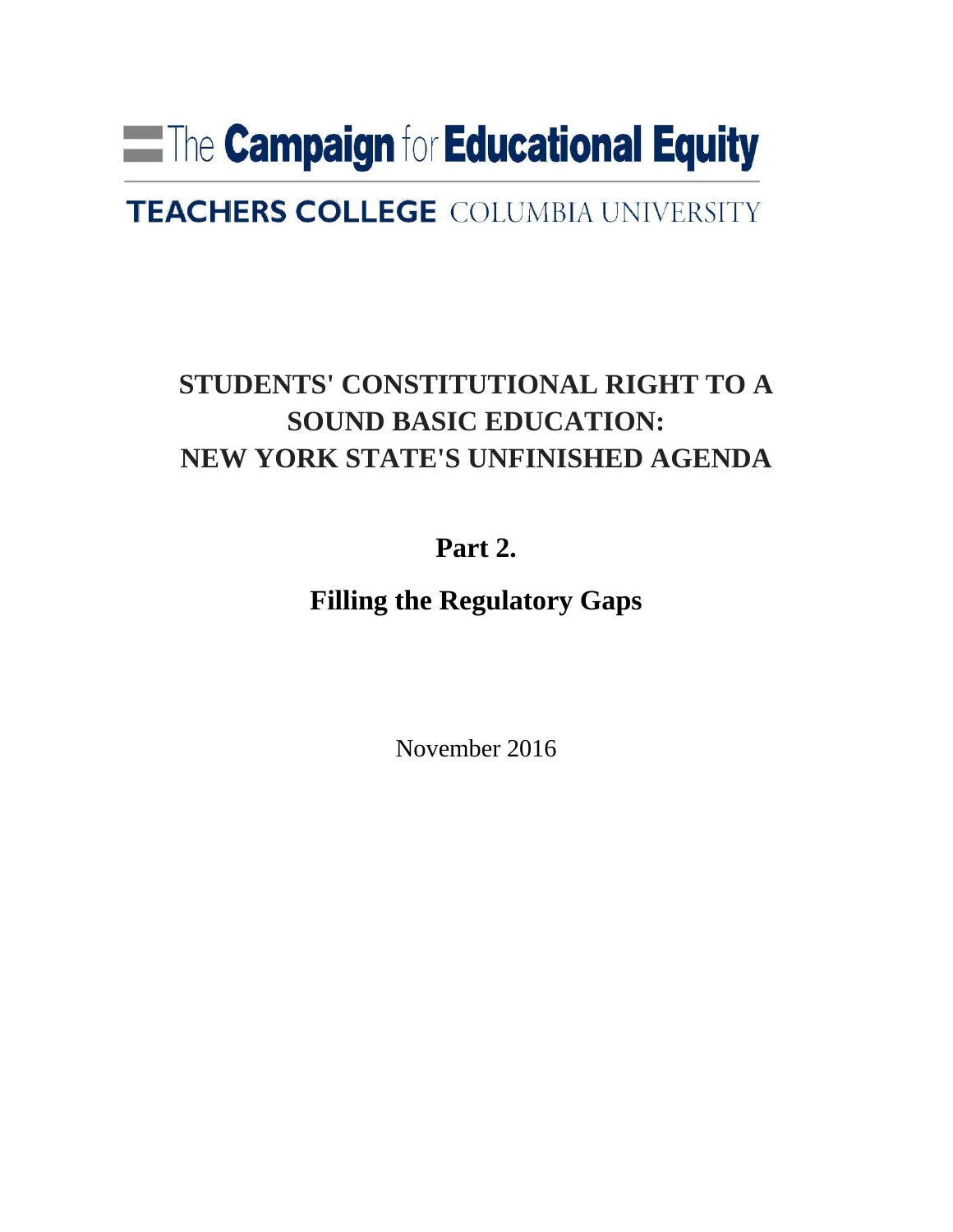The Campaign for Educational Equity

TEACHERS COLLEGE COLUMBIA UNIVERSITY

# STUDENTS' CONSTITUTIONAL RIGHT TO A SOUND BASIC EDUCATION: NEW YORK STATE'S UNFINISHED AGENDA

## Part 2.

## Filling the Regulatory Gaps

November 2016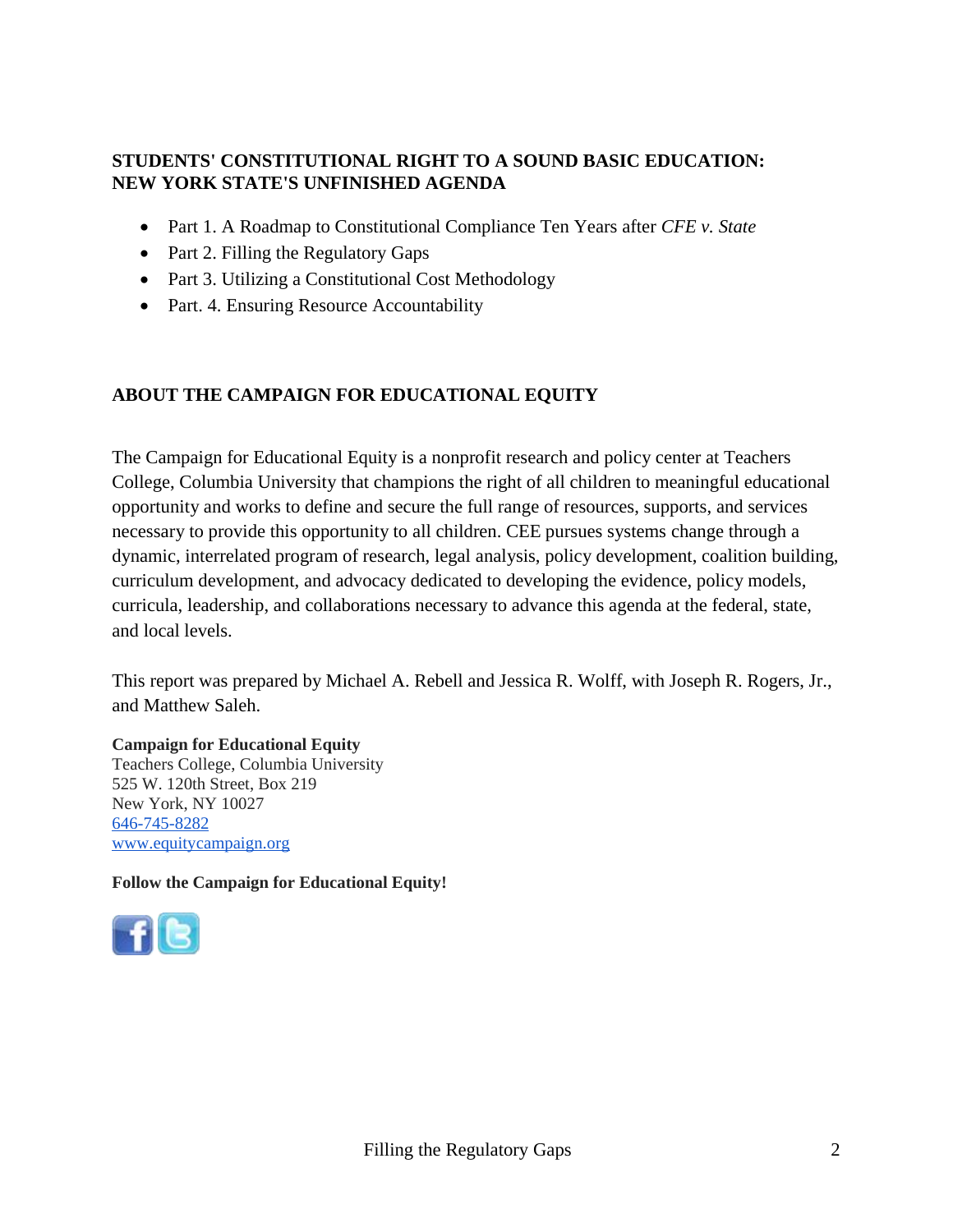## STUDENTS' CONSTITUTIONAL RIGHT TO A SOUND BASIC EDUCATION: NEW YORK STATE'S UNFINISHED AGENDA

- Part 1. A Roadmap to Constitutional Compliance Ten Years after *CFE v. State*
- Part 2. Filling the Regulatory Gaps
- Part 3. Utilizing a Constitutional Cost Methodology
- Part. 4. Ensuring Resource Accountability

## ABOUT THE CAMPAIGN FOR EDUCATIONAL EQUITY

The Campaign for Educational Equity is a nonprofit research and policy center at Teachers College, Columbia University that champions the right of all children to meaningful educational opportunity and works to define and secure the full range of resources, supports, and services necessary to provide this opportunity to all children. CEE pursues systems change through a dynamic, interrelated program of research, legal analysis, policy development, coalition building, curriculum development, and advocacy dedicated to developing the evidence, policy models, curricula, leadership, and collaborations necessary to advance this agenda at the federal, state, and local levels.

This report was prepared by Michael A. Rebell and Jessica R. Wolff, with Joseph R. Rogers, Jr., and Matthew Saleh.

**Campaign for Educational Equity**
Teachers College, Columbia University
525 W. 120th Street, Box 219
New York, NY 10027
646-745-8282
www.equitycampaign.org

**Follow the Campaign for Educational Equity!**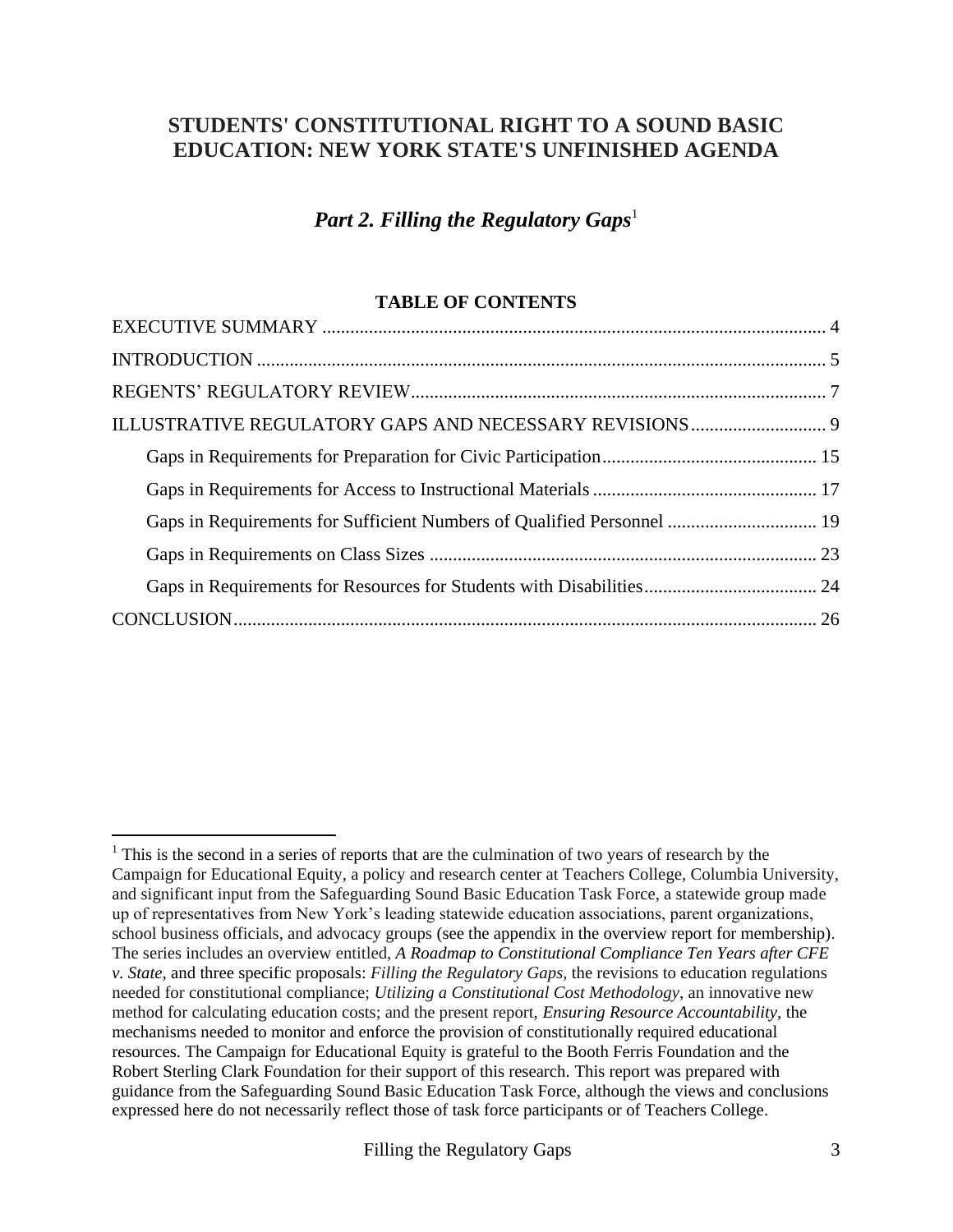# STUDENTS' CONSTITUTIONAL RIGHT TO A SOUND BASIC EDUCATION: NEW YORK STATE'S UNFINISHED AGENDA

## *Part 2. Filling the Regulatory Gaps*[1]

### TABLE OF CONTENTS

EXECUTIVE SUMMARY ........................................................................................................ 4

INTRODUCTION ...................................................................................................................... 5

REGENTS' REGULATORY REVIEW..................................................................................... 7

ILLUSTRATIVE REGULATORY GAPS AND NECESSARY REVISIONS............................. 9

- Gaps in Requirements for Preparation for Civic Participation............................................. 15
- Gaps in Requirements for Access to Instructional Materials ............................................... 17
- Gaps in Requirements for Sufficient Numbers of Qualified Personnel ................................ 19
- Gaps in Requirements on Class Sizes .................................................................................. 23
- Gaps in Requirements for Resources for Students with Disabilities..................................... 24

CONCLUSION.......................................................................................................................... 26

---

[1] This is the second in a series of reports that are the culmination of two years of research by the Campaign for Educational Equity, a policy and research center at Teachers College, Columbia University, and significant input from the Safeguarding Sound Basic Education Task Force, a statewide group made up of representatives from New York's leading statewide education associations, parent organizations, school business officials, and advocacy groups (see the appendix in the overview report for membership). The series includes an overview entitled, ***A Roadmap to Constitutional Compliance Ten Years after CFE v. State***, and three specific proposals: *Filling the Regulatory Gaps*, the revisions to education regulations needed for constitutional compliance; *Utilizing a Constitutional Cost Methodology*, an innovative new method for calculating education costs; and the present report, *Ensuring Resource Accountability*, the mechanisms needed to monitor and enforce the provision of constitutionally required educational resources. The Campaign for Educational Equity is grateful to the Booth Ferris Foundation and the Robert Sterling Clark Foundation for their support of this research. This report was prepared with guidance from the Safeguarding Sound Basic Education Task Force, although the views and conclusions expressed here do not necessarily reflect those of task force participants or of Teachers College.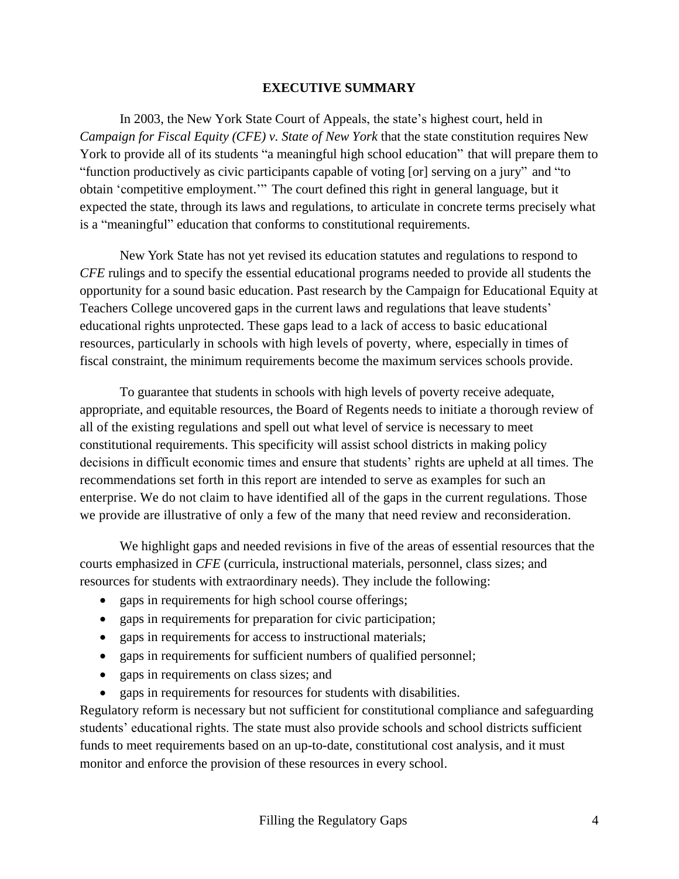## EXECUTIVE SUMMARY

In 2003, the New York State Court of Appeals, the state's highest court, held in *Campaign for Fiscal Equity (CFE) v. State of New York* that the state constitution requires New York to provide all of its students "a meaningful high school education" that will prepare them to "function productively as civic participants capable of voting [or] serving on a jury" and "to obtain 'competitive employment.'" The court defined this right in general language, but it expected the state, through its laws and regulations, to articulate in concrete terms precisely what is a "meaningful" education that conforms to constitutional requirements.

New York State has not yet revised its education statutes and regulations to respond to *CFE* rulings and to specify the essential educational programs needed to provide all students the opportunity for a sound basic education. Past research by the Campaign for Educational Equity at Teachers College uncovered gaps in the current laws and regulations that leave students' educational rights unprotected. These gaps lead to a lack of access to basic educational resources, particularly in schools with high levels of poverty, where, especially in times of fiscal constraint, the minimum requirements become the maximum services schools provide.

To guarantee that students in schools with high levels of poverty receive adequate, appropriate, and equitable resources, the Board of Regents needs to initiate a thorough review of all of the existing regulations and spell out what level of service is necessary to meet constitutional requirements. This specificity will assist school districts in making policy decisions in difficult economic times and ensure that students' rights are upheld at all times. The recommendations set forth in this report are intended to serve as examples for such an enterprise. We do not claim to have identified all of the gaps in the current regulations. Those we provide are illustrative of only a few of the many that need review and reconsideration.

We highlight gaps and needed revisions in five of the areas of essential resources that the courts emphasized in *CFE* (curricula, instructional materials, personnel, class sizes; and resources for students with extraordinary needs). They include the following:

- gaps in requirements for high school course offerings;
- gaps in requirements for preparation for civic participation;
- gaps in requirements for access to instructional materials;
- gaps in requirements for sufficient numbers of qualified personnel;
- gaps in requirements on class sizes; and
- gaps in requirements for resources for students with disabilities.

Regulatory reform is necessary but not sufficient for constitutional compliance and safeguarding students' educational rights. The state must also provide schools and school districts sufficient funds to meet requirements based on an up-to-date, constitutional cost analysis, and it must monitor and enforce the provision of these resources in every school.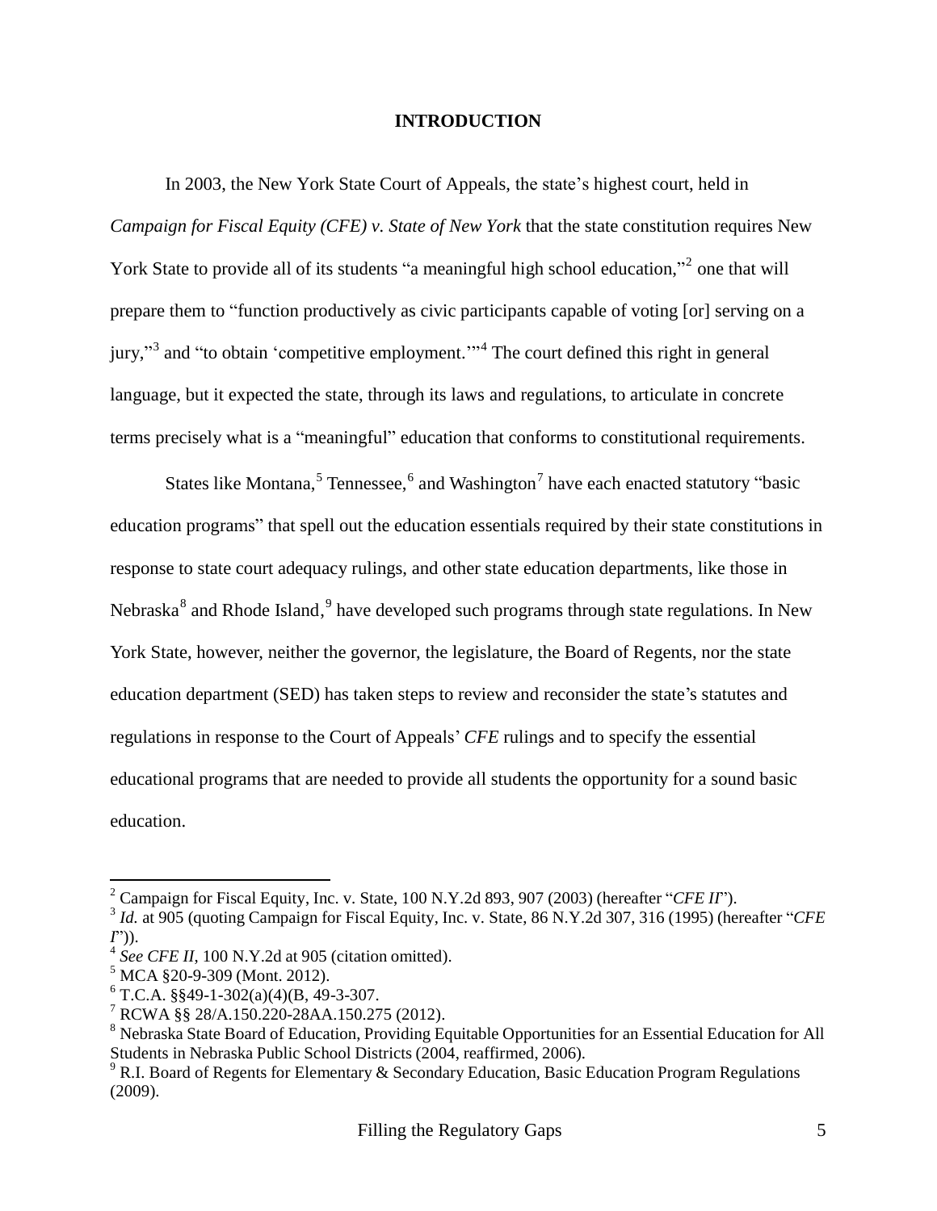## INTRODUCTION

In 2003, the New York State Court of Appeals, the state's highest court, held in *Campaign for Fiscal Equity (CFE) v. State of New York* that the state constitution requires New York State to provide all of its students "a meaningful high school education,"[2] one that will prepare them to "function productively as civic participants capable of voting [or] serving on a jury,"[3] and "to obtain 'competitive employment.'"[4] The court defined this right in general language, but it expected the state, through its laws and regulations, to articulate in concrete terms precisely what is a "meaningful" education that conforms to constitutional requirements.

States like Montana,[5] Tennessee,[6] and Washington[7] have each enacted statutory "basic education programs" that spell out the education essentials required by their state constitutions in response to state court adequacy rulings, and other state education departments, like those in Nebraska[8] and Rhode Island,[9] have developed such programs through state regulations. In New York State, however, neither the governor, the legislature, the Board of Regents, nor the state education department (SED) has taken steps to review and reconsider the state's statutes and regulations in response to the Court of Appeals' *CFE* rulings and to specify the essential educational programs that are needed to provide all students the opportunity for a sound basic education.

---

[2] Campaign for Fiscal Equity, Inc. v. State, 100 N.Y.2d 893, 907 (2003) (hereafter "*CFE II*").

[3] *Id.* at 905 (quoting Campaign for Fiscal Equity, Inc. v. State, 86 N.Y.2d 307, 316 (1995) (hereafter "*CFE I*")).

[4] *See CFE II*, 100 N.Y.2d at 905 (citation omitted).

[5] MCA §20-9-309 (Mont. 2012).

[6] T.C.A. §§49-1-302(a)(4)(B, 49-3-307.

[7] RCWA §§ 28/A.150.220-28AA.150.275 (2012).

[8] Nebraska State Board of Education, Providing Equitable Opportunities for an Essential Education for All Students in Nebraska Public School Districts (2004, reaffirmed, 2006).

[9] R.I. Board of Regents for Elementary & Secondary Education, Basic Education Program Regulations (2009).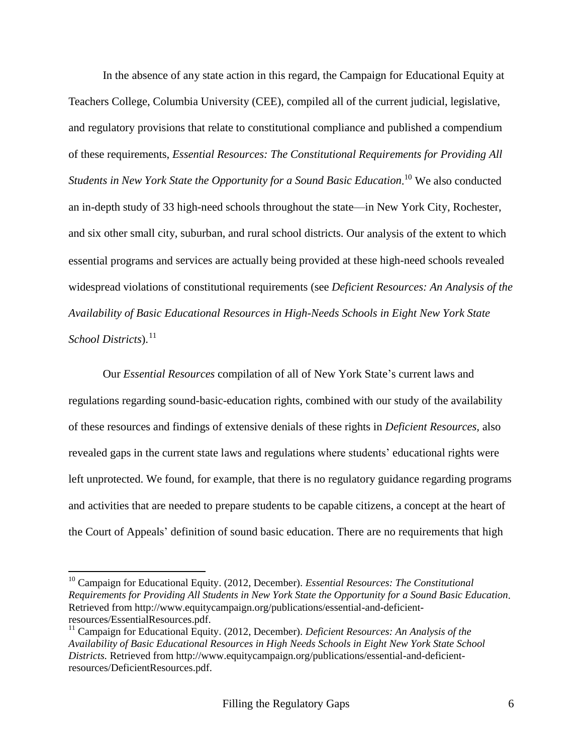In the absence of any state action in this regard, the Campaign for Educational Equity at Teachers College, Columbia University (CEE), compiled all of the current judicial, legislative, and regulatory provisions that relate to constitutional compliance and published a compendium of these requirements, *Essential Resources: The Constitutional Requirements for Providing All Students in New York State the Opportunity for a Sound Basic Education*.[10] We also conducted an in-depth study of 33 high-need schools throughout the state—in New York City, Rochester, and six other small city, suburban, and rural school districts. Our analysis of the extent to which essential programs and services are actually being provided at these high-need schools revealed widespread violations of constitutional requirements (see *Deficient Resources: An Analysis of the Availability of Basic Educational Resources in High-Needs Schools in Eight New York State School Districts*).[11]

Our *Essential Resources* compilation of all of New York State's current laws and regulations regarding sound-basic-education rights, combined with our study of the availability of these resources and findings of extensive denials of these rights in *Deficient Resources*, also revealed gaps in the current state laws and regulations where students' educational rights were left unprotected. We found, for example, that there is no regulatory guidance regarding programs and activities that are needed to prepare students to be capable citizens, a concept at the heart of the Court of Appeals' definition of sound basic education. There are no requirements that high

---

[10] Campaign for Educational Equity. (2012, December). *Essential Resources: The Constitutional Requirements for Providing All Students in New York State the Opportunity for a Sound Basic Education*. Retrieved from http://www.equitycampaign.org/publications/essential-and-deficient-resources/EssentialResources.pdf.

[11] Campaign for Educational Equity. (2012, December). *Deficient Resources: An Analysis of the Availability of Basic Educational Resources in High Needs Schools in Eight New York State School Districts.* Retrieved from http://www.equitycampaign.org/publications/essential-and-deficient-resources/DeficientResources.pdf.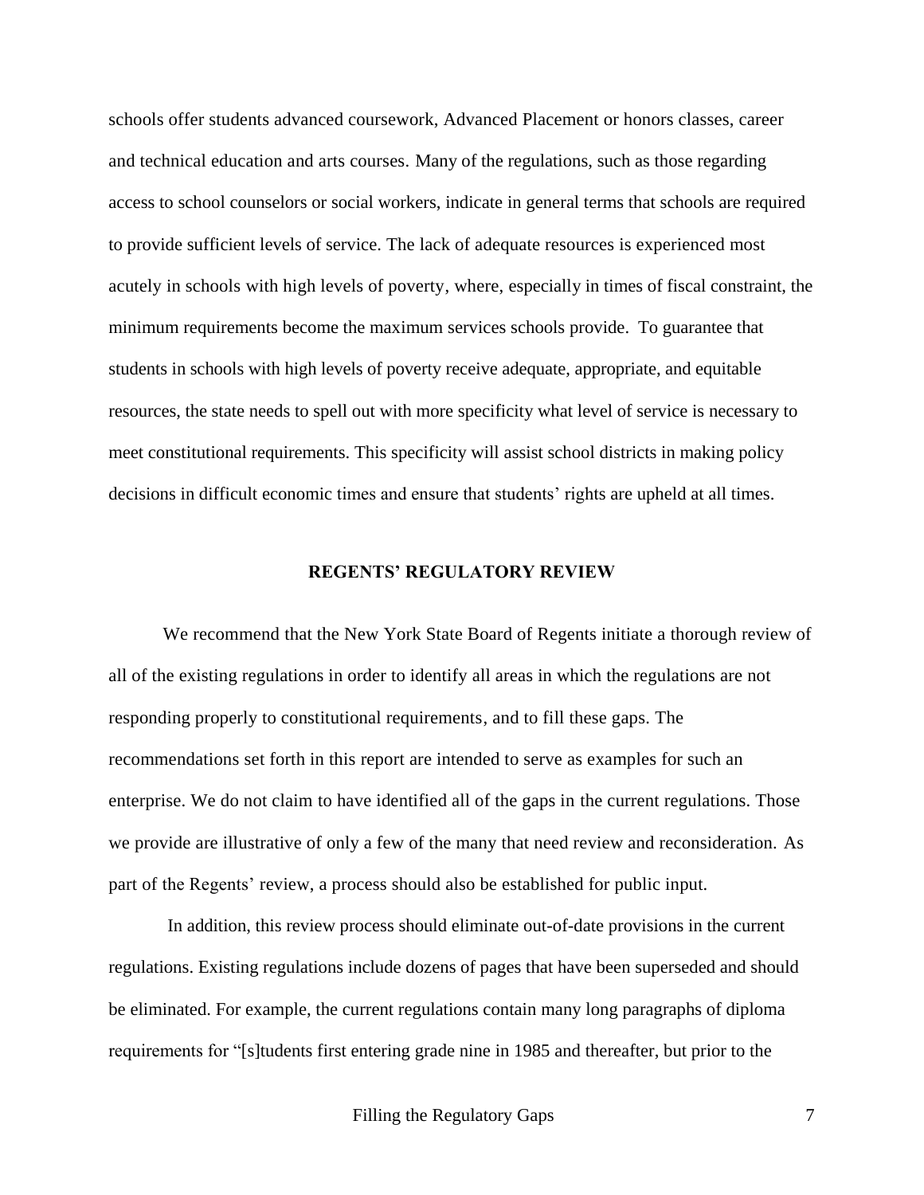schools offer students advanced coursework, Advanced Placement or honors classes, career and technical education and arts courses. Many of the regulations, such as those regarding access to school counselors or social workers, indicate in general terms that schools are required to provide sufficient levels of service. The lack of adequate resources is experienced most acutely in schools with high levels of poverty, where, especially in times of fiscal constraint, the minimum requirements become the maximum services schools provide. To guarantee that students in schools with high levels of poverty receive adequate, appropriate, and equitable resources, the state needs to spell out with more specificity what level of service is necessary to meet constitutional requirements. This specificity will assist school districts in making policy decisions in difficult economic times and ensure that students' rights are upheld at all times.

## REGENTS' REGULATORY REVIEW

We recommend that the New York State Board of Regents initiate a thorough review of all of the existing regulations in order to identify all areas in which the regulations are not responding properly to constitutional requirements, and to fill these gaps. The recommendations set forth in this report are intended to serve as examples for such an enterprise. We do not claim to have identified all of the gaps in the current regulations. Those we provide are illustrative of only a few of the many that need review and reconsideration. As part of the Regents' review, a process should also be established for public input.

In addition, this review process should eliminate out-of-date provisions in the current regulations. Existing regulations include dozens of pages that have been superseded and should be eliminated. For example, the current regulations contain many long paragraphs of diploma requirements for "[s]tudents first entering grade nine in 1985 and thereafter, but prior to the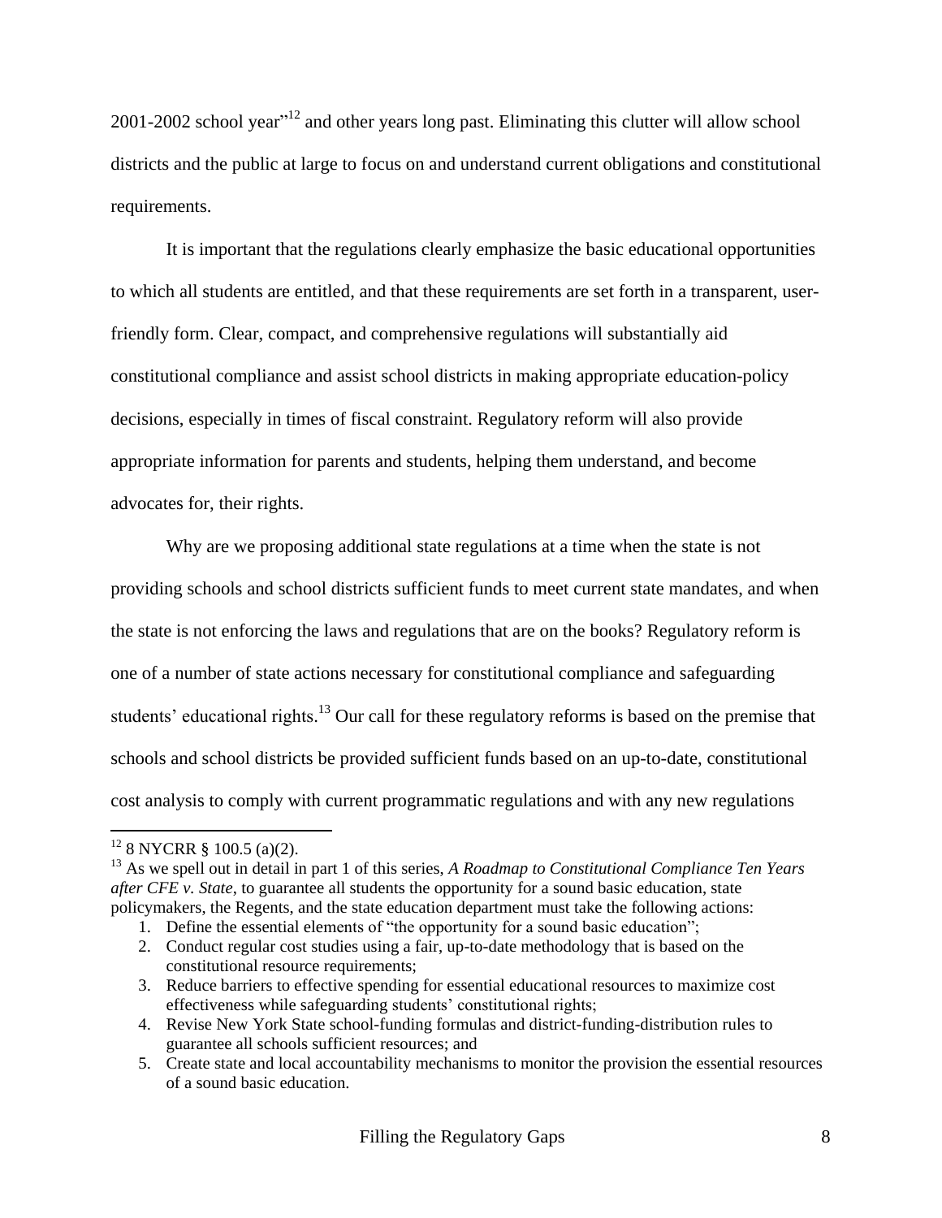2001-2002 school year"[12] and other years long past. Eliminating this clutter will allow school districts and the public at large to focus on and understand current obligations and constitutional requirements.

It is important that the regulations clearly emphasize the basic educational opportunities to which all students are entitled, and that these requirements are set forth in a transparent, user-friendly form. Clear, compact, and comprehensive regulations will substantially aid constitutional compliance and assist school districts in making appropriate education-policy decisions, especially in times of fiscal constraint. Regulatory reform will also provide appropriate information for parents and students, helping them understand, and become advocates for, their rights.

Why are we proposing additional state regulations at a time when the state is not providing schools and school districts sufficient funds to meet current state mandates, and when the state is not enforcing the laws and regulations that are on the books? Regulatory reform is one of a number of state actions necessary for constitutional compliance and safeguarding students' educational rights.[13] Our call for these regulatory reforms is based on the premise that schools and school districts be provided sufficient funds based on an up-to-date, constitutional cost analysis to comply with current programmatic regulations and with any new regulations

---

[12] 8 NYCRR § 100.5 (a)(2).

[13] As we spell out in detail in part 1 of this series, *A Roadmap to Constitutional Compliance Ten Years after CFE v. State*, to guarantee all students the opportunity for a sound basic education, state policymakers, the Regents, and the state education department must take the following actions:

1. Define the essential elements of "the opportunity for a sound basic education";
2. Conduct regular cost studies using a fair, up-to-date methodology that is based on the constitutional resource requirements;
3. Reduce barriers to effective spending for essential educational resources to maximize cost effectiveness while safeguarding students' constitutional rights;
4. Revise New York State school-funding formulas and district-funding-distribution rules to guarantee all schools sufficient resources; and
5. Create state and local accountability mechanisms to monitor the provision the essential resources of a sound basic education.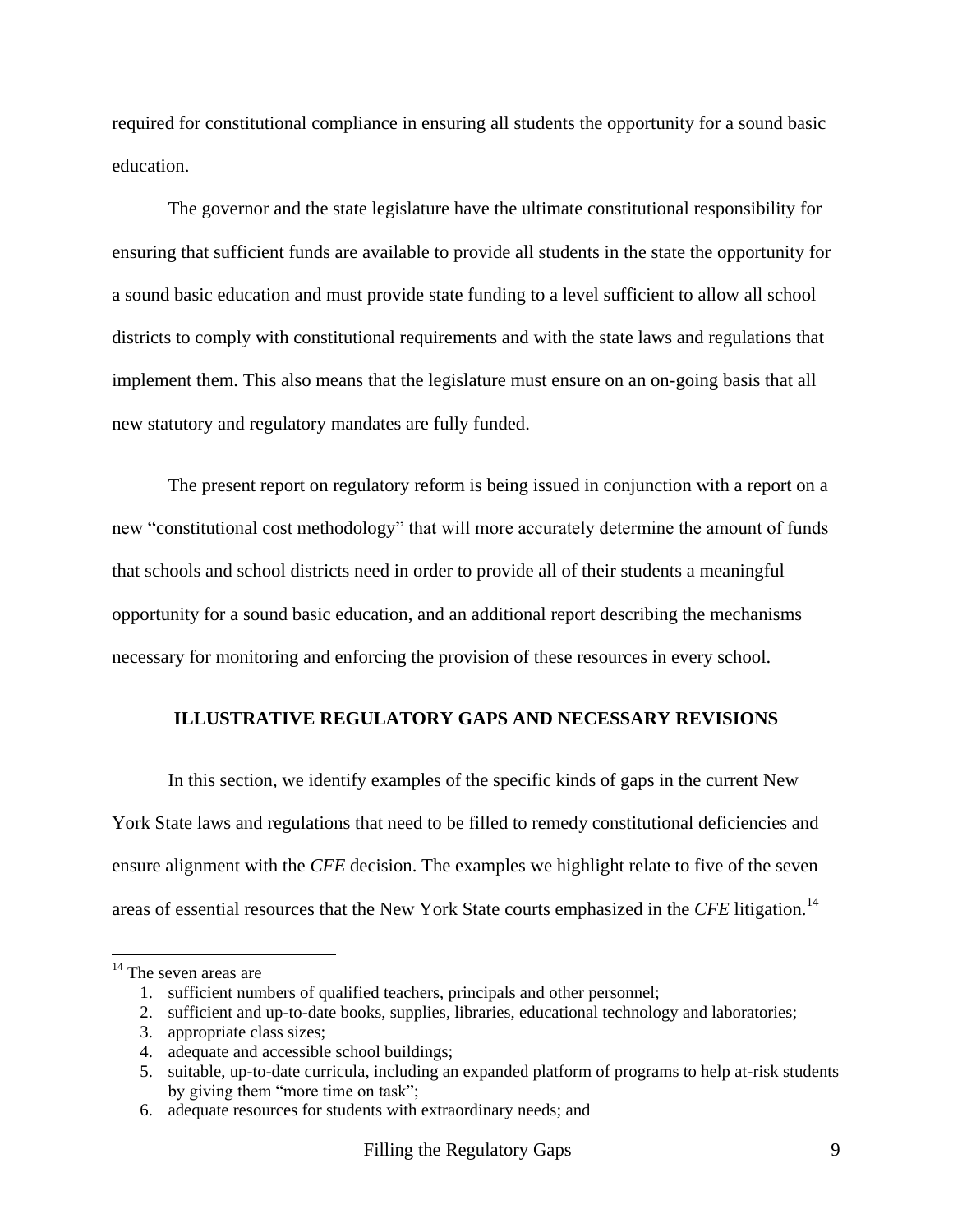required for constitutional compliance in ensuring all students the opportunity for a sound basic education.

The governor and the state legislature have the ultimate constitutional responsibility for ensuring that sufficient funds are available to provide all students in the state the opportunity for a sound basic education and must provide state funding to a level sufficient to allow all school districts to comply with constitutional requirements and with the state laws and regulations that implement them. This also means that the legislature must ensure on an on-going basis that all new statutory and regulatory mandates are fully funded.

The present report on regulatory reform is being issued in conjunction with a report on a new "constitutional cost methodology" that will more accurately determine the amount of funds that schools and school districts need in order to provide all of their students a meaningful opportunity for a sound basic education, and an additional report describing the mechanisms necessary for monitoring and enforcing the provision of these resources in every school.

## ILLUSTRATIVE REGULATORY GAPS AND NECESSARY REVISIONS

In this section, we identify examples of the specific kinds of gaps in the current New York State laws and regulations that need to be filled to remedy constitutional deficiencies and ensure alignment with the *CFE* decision. The examples we highlight relate to five of the seven areas of essential resources that the New York State courts emphasized in the *CFE* litigation.[14]

---

[14] The seven areas are

1. sufficient numbers of qualified teachers, principals and other personnel;
2. sufficient and up-to-date books, supplies, libraries, educational technology and laboratories;
3. appropriate class sizes;
4. adequate and accessible school buildings;
5. suitable, up-to-date curricula, including an expanded platform of programs to help at-risk students by giving them "more time on task";
6. adequate resources for students with extraordinary needs; and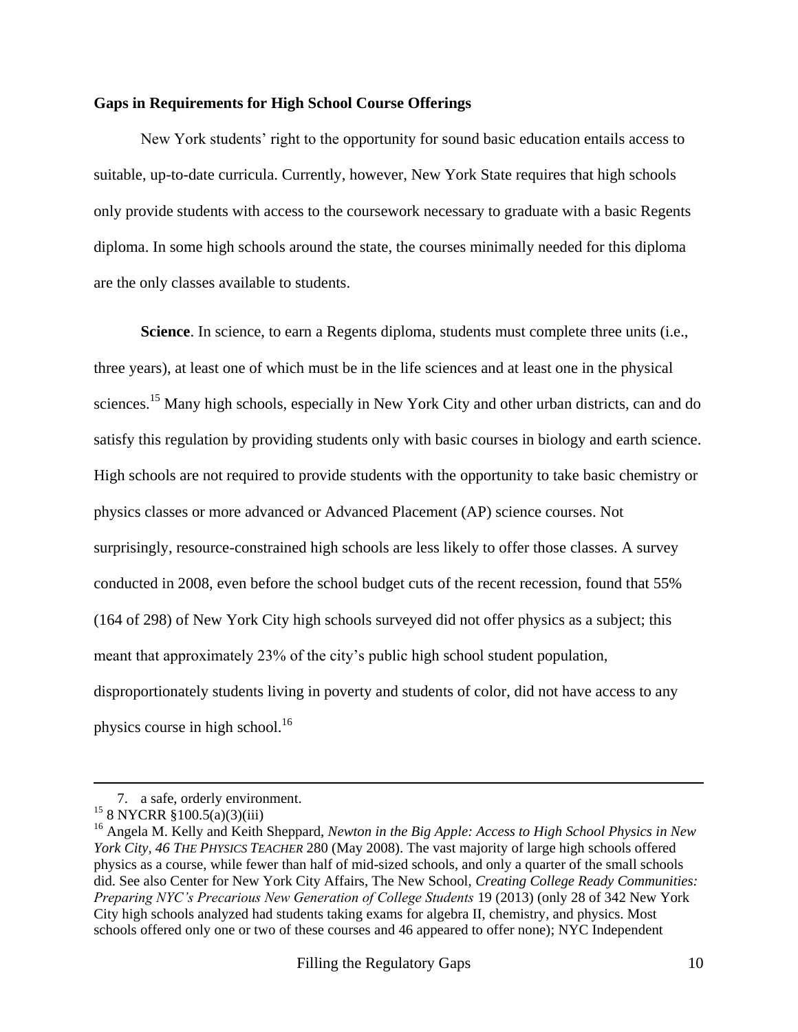**Gaps in Requirements for High School Course Offerings**

New York students' right to the opportunity for sound basic education entails access to suitable, up-to-date curricula. Currently, however, New York State requires that high schools only provide students with access to the coursework necessary to graduate with a basic Regents diploma. In some high schools around the state, the courses minimally needed for this diploma are the only classes available to students.

**Science**. In science, to earn a Regents diploma, students must complete three units (i.e., three years), at least one of which must be in the life sciences and at least one in the physical sciences.[15] Many high schools, especially in New York City and other urban districts, can and do satisfy this regulation by providing students only with basic courses in biology and earth science. High schools are not required to provide students with the opportunity to take basic chemistry or physics classes or more advanced or Advanced Placement (AP) science courses. Not surprisingly, resource-constrained high schools are less likely to offer those classes. A survey conducted in 2008, even before the school budget cuts of the recent recession, found that 55% (164 of 298) of New York City high schools surveyed did not offer physics as a subject; this meant that approximately 23% of the city's public high school student population, disproportionately students living in poverty and students of color, did not have access to any physics course in high school.[16]

---

7. a safe, orderly environment.

[15] 8 NYCRR §100.5(a)(3)(iii)

[16] Angela M. Kelly and Keith Sheppard, *Newton in the Big Apple: Access to High School Physics in New York City, 46 The Physics Teacher* 280 (May 2008). The vast majority of large high schools offered physics as a course, while fewer than half of mid-sized schools, and only a quarter of the small schools did. See also Center for New York City Affairs, The New School, *Creating College Ready Communities: Preparing NYC's Precarious New Generation of College Students* 19 (2013) (only 28 of 342 New York City high schools analyzed had students taking exams for algebra II, chemistry, and physics. Most schools offered only one or two of these courses and 46 appeared to offer none); NYC Independent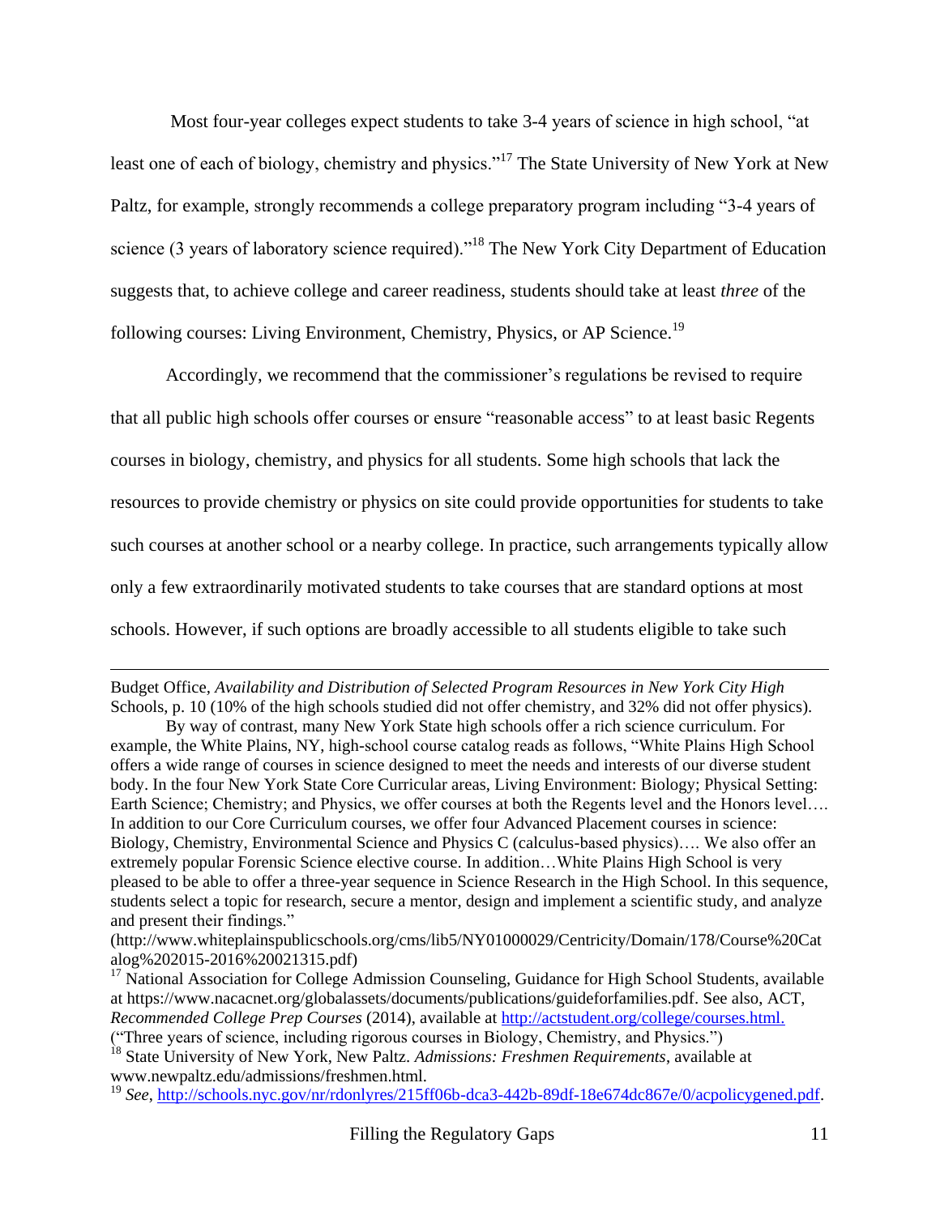Most four-year colleges expect students to take 3-4 years of science in high school, "at least one of each of biology, chemistry and physics."[17] The State University of New York at New Paltz, for example, strongly recommends a college preparatory program including "3-4 years of science (3 years of laboratory science required)."[18] The New York City Department of Education suggests that, to achieve college and career readiness, students should take at least *three* of the following courses: Living Environment, Chemistry, Physics, or AP Science.[19]

Accordingly, we recommend that the commissioner's regulations be revised to require that all public high schools offer courses or ensure "reasonable access" to at least basic Regents courses in biology, chemistry, and physics for all students. Some high schools that lack the resources to provide chemistry or physics on site could provide opportunities for students to take such courses at another school or a nearby college. In practice, such arrangements typically allow only a few extraordinarily motivated students to take courses that are standard options at most schools. However, if such options are broadly accessible to all students eligible to take such

---

Budget Office, *Availability and Distribution of Selected Program Resources in New York City High* Schools, p. 10 (10% of the high schools studied did not offer chemistry, and 32% did not offer physics).

By way of contrast, many New York State high schools offer a rich science curriculum. For example, the White Plains, NY, high-school course catalog reads as follows, "White Plains High School offers a wide range of courses in science designed to meet the needs and interests of our diverse student body. In the four New York State Core Curricular areas, Living Environment: Biology; Physical Setting: Earth Science; Chemistry; and Physics, we offer courses at both the Regents level and the Honors level…. In addition to our Core Curriculum courses, we offer four Advanced Placement courses in science: Biology, Chemistry, Environmental Science and Physics C (calculus-based physics)…. We also offer an extremely popular Forensic Science elective course. In addition…White Plains High School is very pleased to be able to offer a three-year sequence in Science Research in the High School. In this sequence, students select a topic for research, secure a mentor, design and implement a scientific study, and analyze and present their findings." (http://www.whiteplainspublicschools.org/cms/lib5/NY01000029/Centricity/Domain/178/Course%20Catalog%202015-2016%20021315.pdf)

[17] National Association for College Admission Counseling, Guidance for High School Students, available at https://www.nacacnet.org/globalassets/documents/publications/guideforfamilies.pdf. See also, ACT, *Recommended College Prep Courses* (2014), available at http://actstudent.org/college/courses.html. ("Three years of science, including rigorous courses in Biology, Chemistry, and Physics.")

[18] State University of New York, New Paltz. *Admissions: Freshmen Requirements*, available at www.newpaltz.edu/admissions/freshmen.html.

[19] *See*, http://schools.nyc.gov/nr/rdonlyres/215ff06b-dca3-442b-89df-18e674dc867e/0/acpolicygened.pdf.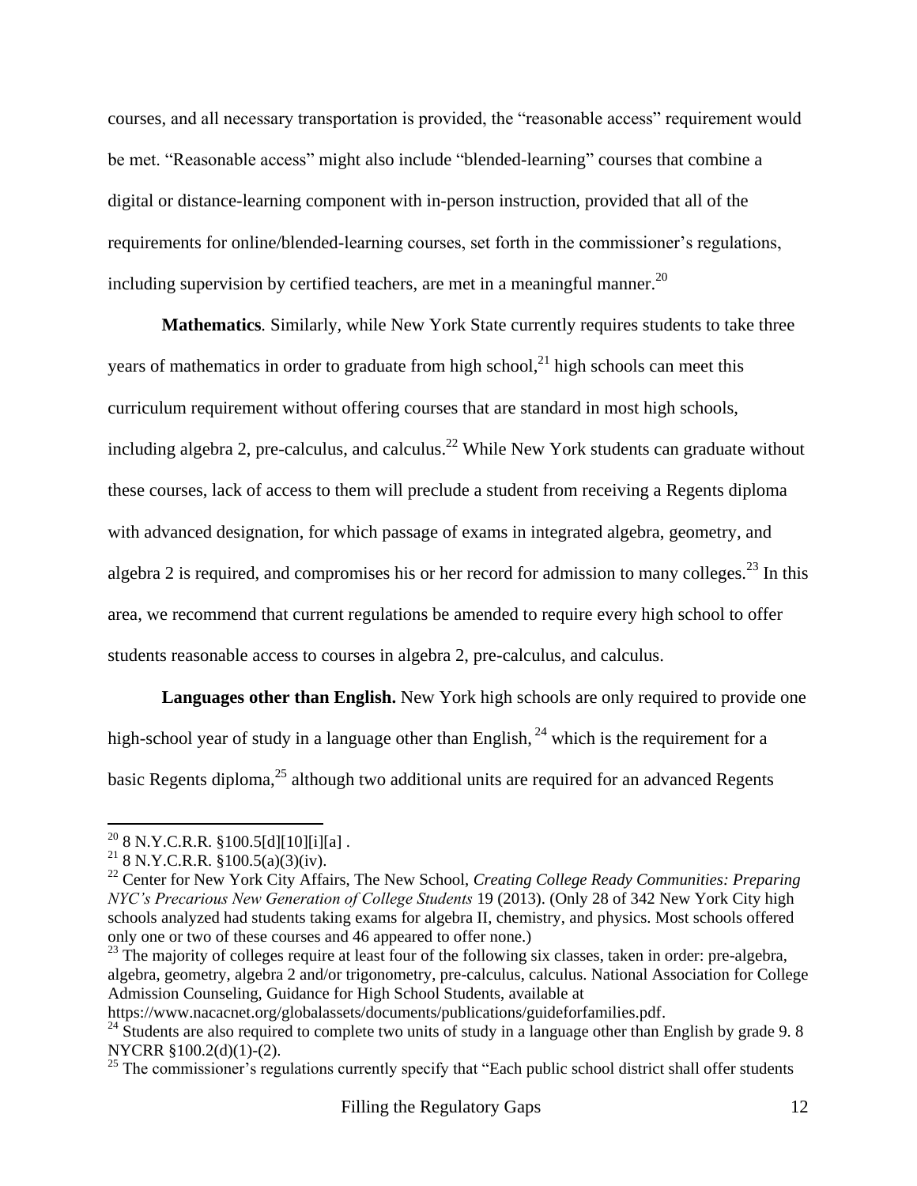courses, and all necessary transportation is provided, the "reasonable access" requirement would be met. "Reasonable access" might also include "blended-learning" courses that combine a digital or distance-learning component with in-person instruction, provided that all of the requirements for online/blended-learning courses, set forth in the commissioner's regulations, including supervision by certified teachers, are met in a meaningful manner.[20]

**Mathematics***.* Similarly, while New York State currently requires students to take three years of mathematics in order to graduate from high school,[21] high schools can meet this curriculum requirement without offering courses that are standard in most high schools, including algebra 2, pre-calculus, and calculus.[22] While New York students can graduate without these courses, lack of access to them will preclude a student from receiving a Regents diploma with advanced designation, for which passage of exams in integrated algebra, geometry, and algebra 2 is required, and compromises his or her record for admission to many colleges.[23] In this area, we recommend that current regulations be amended to require every high school to offer students reasonable access to courses in algebra 2, pre-calculus, and calculus.

**Languages other than English.** New York high schools are only required to provide one high-school year of study in a language other than English, [24] which is the requirement for a basic Regents diploma,[25] although two additional units are required for an advanced Regents

---

[20] 8 N.Y.C.R.R. §100.5[d][10][i][a] .

[21] 8 N.Y.C.R.R. §100.5(a)(3)(iv).

[22] Center for New York City Affairs, The New School, *Creating College Ready Communities: Preparing NYC's Precarious New Generation of College Students* 19 (2013). (Only 28 of 342 New York City high schools analyzed had students taking exams for algebra II, chemistry, and physics. Most schools offered only one or two of these courses and 46 appeared to offer none.)

[23] The majority of colleges require at least four of the following six classes, taken in order: pre-algebra, algebra, geometry, algebra 2 and/or trigonometry, pre-calculus, calculus. National Association for College Admission Counseling, Guidance for High School Students, available at https://www.nacacnet.org/globalassets/documents/publications/guideforfamilies.pdf.

[24] Students are also required to complete two units of study in a language other than English by grade 9. 8 NYCRR §100.2(d)(1)-(2).

[25] The commissioner's regulations currently specify that "Each public school district shall offer students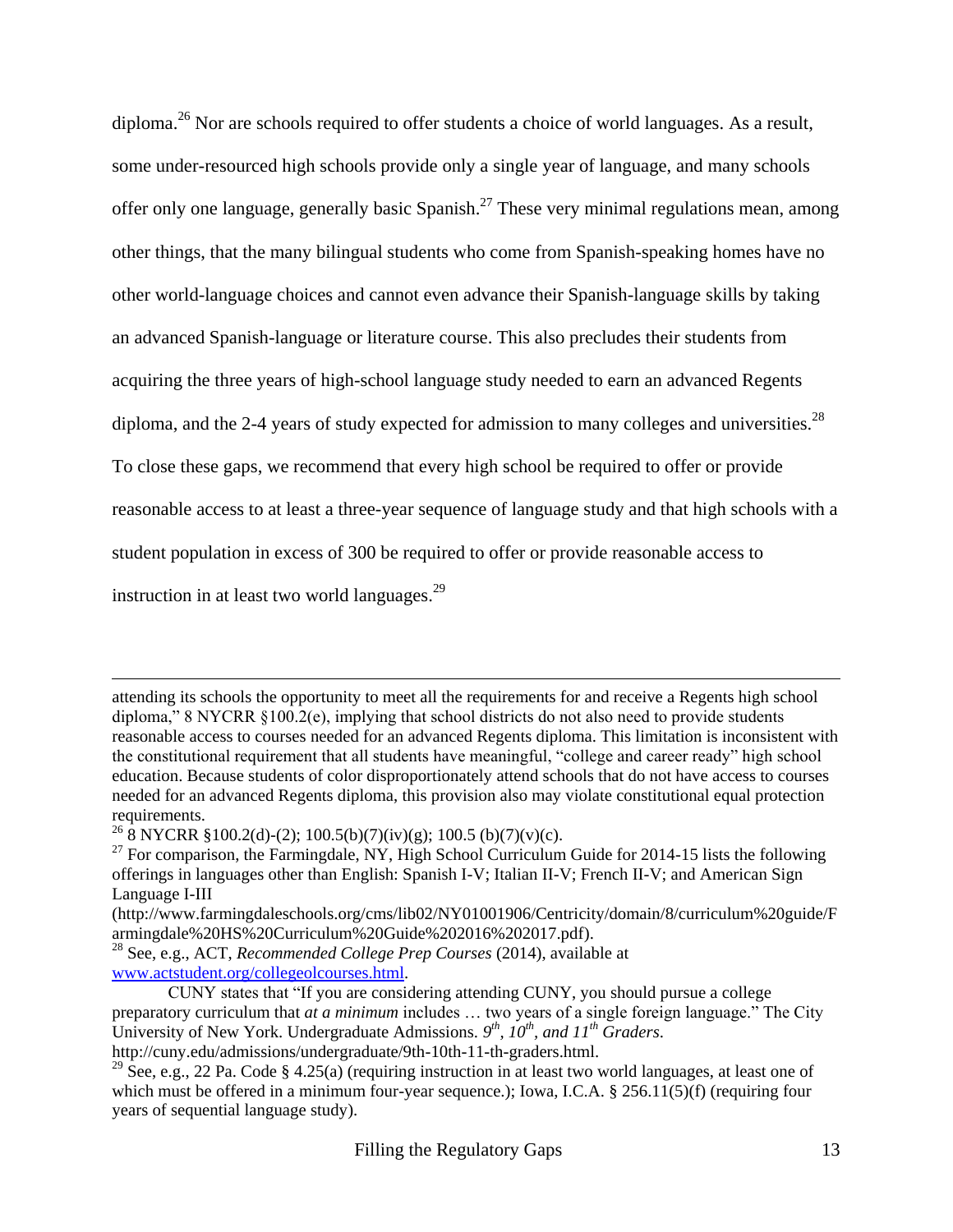diploma.[26] Nor are schools required to offer students a choice of world languages. As a result, some under-resourced high schools provide only a single year of language, and many schools offer only one language, generally basic Spanish.[27] These very minimal regulations mean, among other things, that the many bilingual students who come from Spanish-speaking homes have no other world-language choices and cannot even advance their Spanish-language skills by taking an advanced Spanish-language or literature course. This also precludes their students from acquiring the three years of high-school language study needed to earn an advanced Regents diploma, and the 2-4 years of study expected for admission to many colleges and universities.[28] To close these gaps, we recommend that every high school be required to offer or provide reasonable access to at least a three-year sequence of language study and that high schools with a student population in excess of 300 be required to offer or provide reasonable access to instruction in at least two world languages.[29]

---

attending its schools the opportunity to meet all the requirements for and receive a Regents high school diploma," 8 NYCRR §100.2(e), implying that school districts do not also need to provide students reasonable access to courses needed for an advanced Regents diploma. This limitation is inconsistent with the constitutional requirement that all students have meaningful, "college and career ready" high school education. Because students of color disproportionately attend schools that do not have access to courses needed for an advanced Regents diploma, this provision also may violate constitutional equal protection requirements.

[26] 8 NYCRR §100.2(d)-(2); 100.5(b)(7)(iv)(g); 100.5 (b)(7)(v)(c).

[27] For comparison, the Farmingdale, NY, High School Curriculum Guide for 2014-15 lists the following offerings in languages other than English: Spanish I-V; Italian II-V; French II-V; and American Sign Language I-III (http://www.farmingdaleschools.org/cms/lib02/NY01001906/Centricity/domain/8/curriculum%20guide/Farmingdale%20HS%20Curriculum%20Guide%202016%202017.pdf).

[28] See, e.g., ACT, *Recommended College Prep Courses* (2014), available at www.actstudent.org/collegeolcourses.html.

CUNY states that "If you are considering attending CUNY, you should pursue a college preparatory curriculum that *at a minimum* includes … two years of a single foreign language." The City University of New York. Undergraduate Admissions. *9th, 10th, and 11th Graders*. http://cuny.edu/admissions/undergraduate/9th-10th-11-th-graders.html.

[29] See, e.g., 22 Pa. Code § 4.25(a) (requiring instruction in at least two world languages, at least one of which must be offered in a minimum four-year sequence.); Iowa, I.C.A. § 256.11(5)(f) (requiring four years of sequential language study).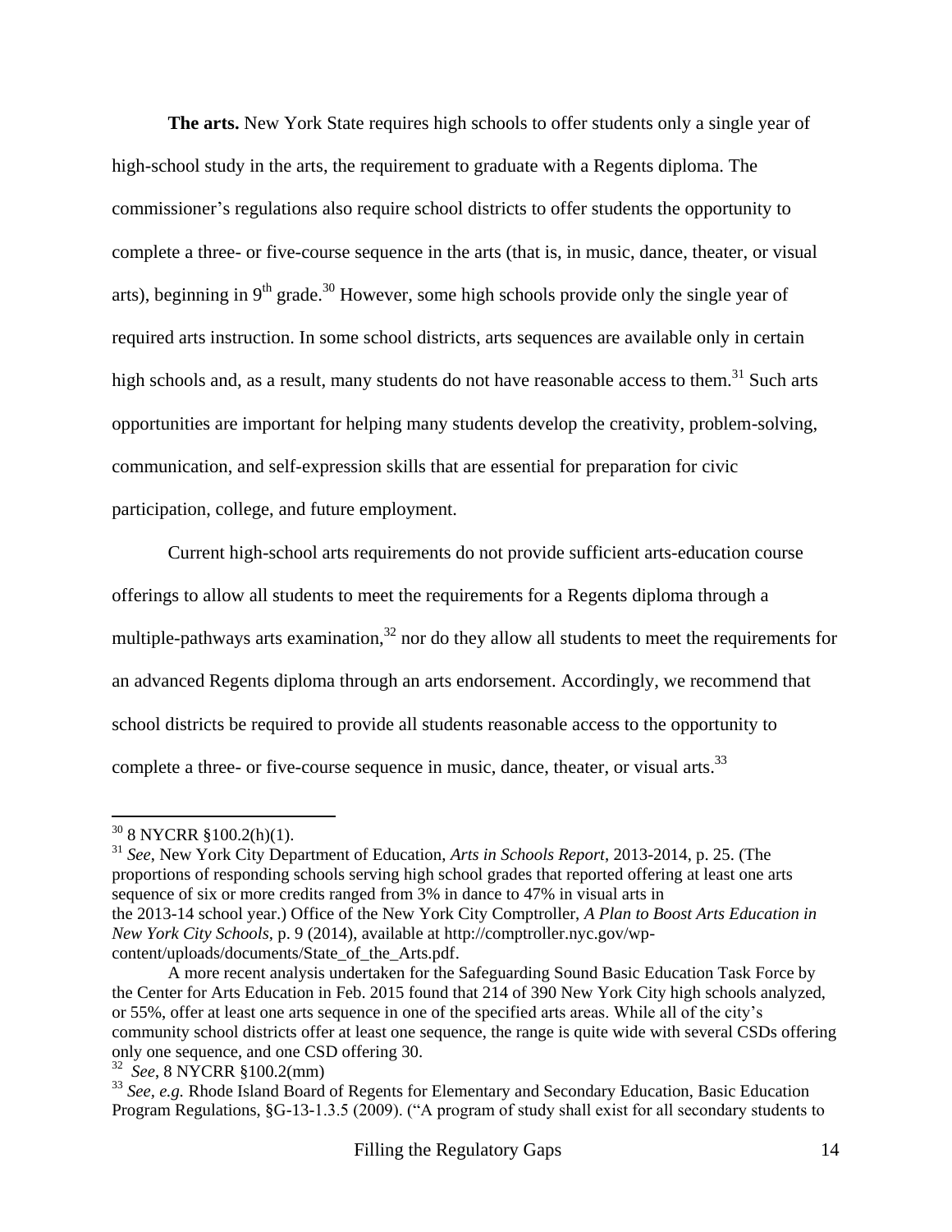**The arts.** New York State requires high schools to offer students only a single year of high-school study in the arts, the requirement to graduate with a Regents diploma. The commissioner's regulations also require school districts to offer students the opportunity to complete a three- or five-course sequence in the arts (that is, in music, dance, theater, or visual arts), beginning in 9th grade.[30] However, some high schools provide only the single year of required arts instruction. In some school districts, arts sequences are available only in certain high schools and, as a result, many students do not have reasonable access to them.[31] Such arts opportunities are important for helping many students develop the creativity, problem-solving, communication, and self-expression skills that are essential for preparation for civic participation, college, and future employment.

Current high-school arts requirements do not provide sufficient arts-education course offerings to allow all students to meet the requirements for a Regents diploma through a multiple-pathways arts examination,[32] nor do they allow all students to meet the requirements for an advanced Regents diploma through an arts endorsement. Accordingly, we recommend that school districts be required to provide all students reasonable access to the opportunity to complete a three- or five-course sequence in music, dance, theater, or visual arts.[33]

---

[30] 8 NYCRR §100.2(h)(1).

[31] *See*, New York City Department of Education, *Arts in Schools Report*, 2013-2014, p. 25. (The proportions of responding schools serving high school grades that reported offering at least one arts sequence of six or more credits ranged from 3% in dance to 47% in visual arts in the 2013-14 school year.) Office of the New York City Comptroller, *A Plan to Boost Arts Education in New York City Schools*, p. 9 (2014), available at http://comptroller.nyc.gov/wp-content/uploads/documents/State_of_the_Arts.pdf.

A more recent analysis undertaken for the Safeguarding Sound Basic Education Task Force by the Center for Arts Education in Feb. 2015 found that 214 of 390 New York City high schools analyzed, or 55%, offer at least one arts sequence in one of the specified arts areas. While all of the city's community school districts offer at least one sequence, the range is quite wide with several CSDs offering only one sequence, and one CSD offering 30.

[32] *See*, 8 NYCRR §100.2(mm)

[33] *See, e.g.* Rhode Island Board of Regents for Elementary and Secondary Education, Basic Education Program Regulations, §G-13-1.3.5 (2009). ("A program of study shall exist for all secondary students to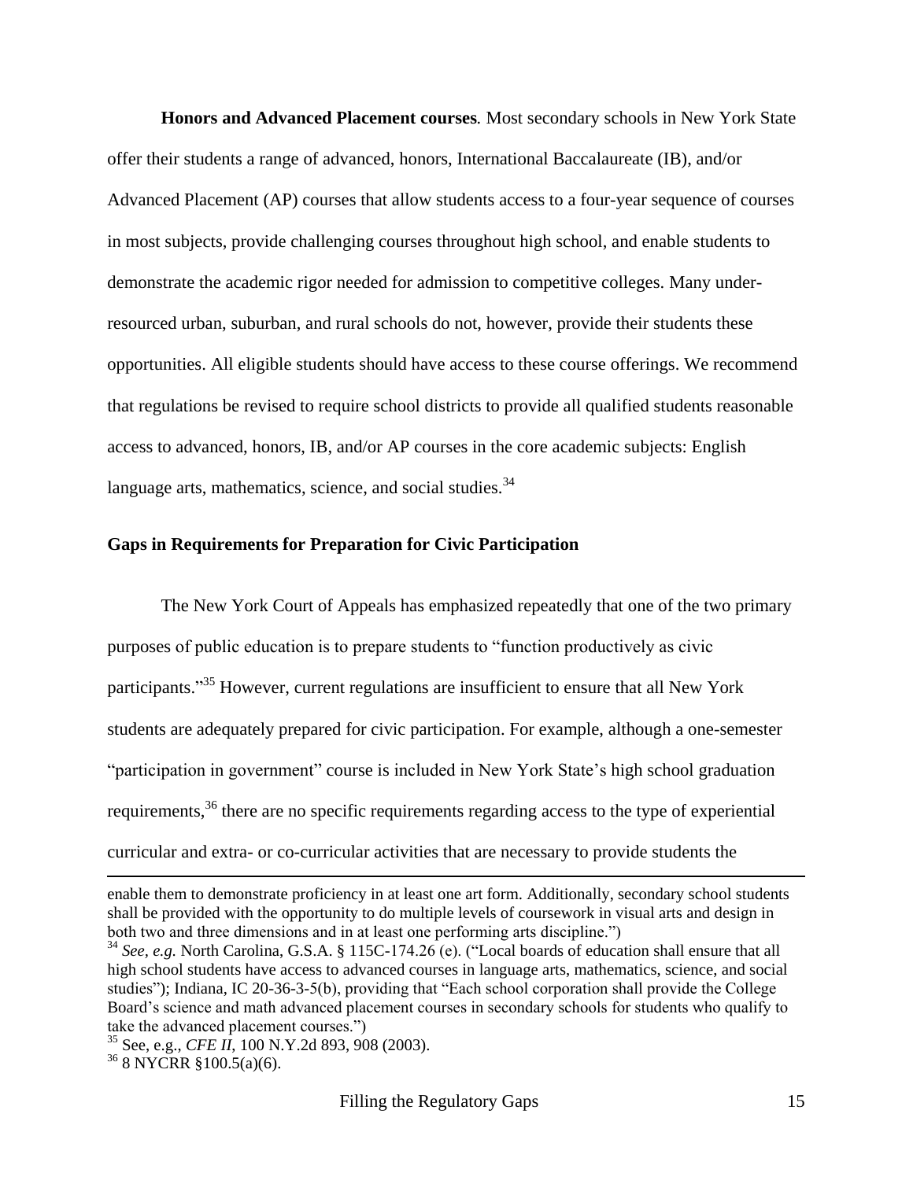**Honors and Advanced Placement courses***.* Most secondary schools in New York State offer their students a range of advanced, honors, International Baccalaureate (IB), and/or Advanced Placement (AP) courses that allow students access to a four-year sequence of courses in most subjects, provide challenging courses throughout high school, and enable students to demonstrate the academic rigor needed for admission to competitive colleges. Many under-resourced urban, suburban, and rural schools do not, however, provide their students these opportunities. All eligible students should have access to these course offerings. We recommend that regulations be revised to require school districts to provide all qualified students reasonable access to advanced, honors, IB, and/or AP courses in the core academic subjects: English language arts, mathematics, science, and social studies.[34]

## Gaps in Requirements for Preparation for Civic Participation

The New York Court of Appeals has emphasized repeatedly that one of the two primary purposes of public education is to prepare students to "function productively as civic participants."[35] However, current regulations are insufficient to ensure that all New York students are adequately prepared for civic participation. For example, although a one-semester "participation in government" course is included in New York State's high school graduation requirements,[36] there are no specific requirements regarding access to the type of experiential curricular and extra- or co-curricular activities that are necessary to provide students the

---

enable them to demonstrate proficiency in at least one art form. Additionally, secondary school students shall be provided with the opportunity to do multiple levels of coursework in visual arts and design in both two and three dimensions and in at least one performing arts discipline.")

[34] *See*, *e.g.* North Carolina, G.S.A. § 115C-174.26 (e). ("Local boards of education shall ensure that all high school students have access to advanced courses in language arts, mathematics, science, and social studies"); Indiana, IC 20-36-3-5(b), providing that "Each school corporation shall provide the College Board's science and math advanced placement courses in secondary schools for students who qualify to take the advanced placement courses.")

[35] See, e.g., *CFE II*, 100 N.Y.2d 893, 908 (2003).

[36] 8 NYCRR §100.5(a)(6).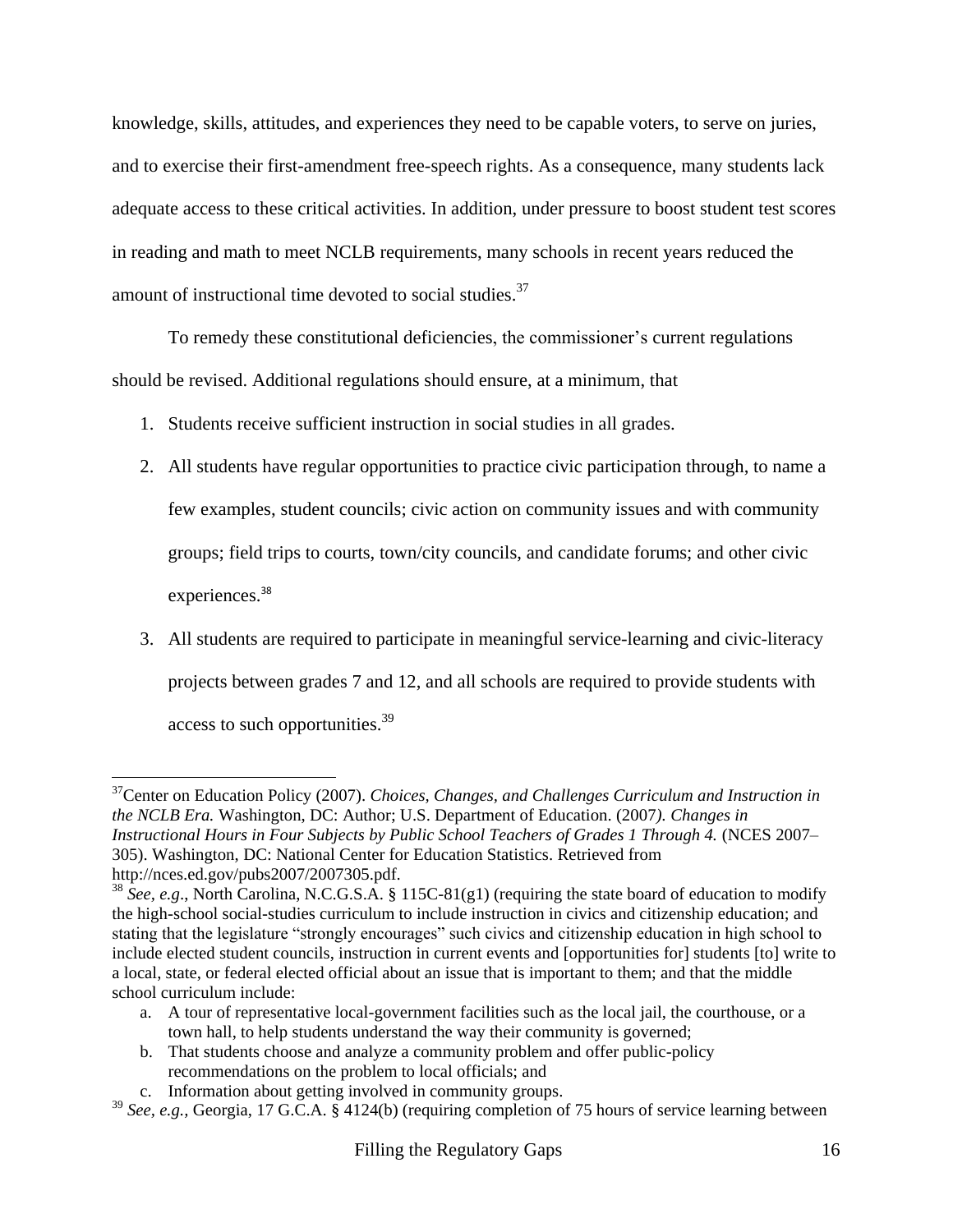knowledge, skills, attitudes, and experiences they need to be capable voters, to serve on juries, and to exercise their first-amendment free-speech rights. As a consequence, many students lack adequate access to these critical activities. In addition, under pressure to boost student test scores in reading and math to meet NCLB requirements, many schools in recent years reduced the amount of instructional time devoted to social studies.[37]

To remedy these constitutional deficiencies, the commissioner's current regulations should be revised. Additional regulations should ensure, at a minimum, that

1. Students receive sufficient instruction in social studies in all grades.
2. All students have regular opportunities to practice civic participation through, to name a few examples, student councils; civic action on community issues and with community groups; field trips to courts, town/city councils, and candidate forums; and other civic experiences.[38]
3. All students are required to participate in meaningful service-learning and civic-literacy projects between grades 7 and 12, and all schools are required to provide students with access to such opportunities.[39]

---

[37] Center on Education Policy (2007). *Choices, Changes, and Challenges Curriculum and Instruction in the NCLB Era.* Washington, DC: Author; U.S. Department of Education. (2007*). Changes in Instructional Hours in Four Subjects by Public School Teachers of Grades 1 Through 4.* (NCES 2007–305). Washington, DC: National Center for Education Statistics. Retrieved from http://nces.ed.gov/pubs2007/2007305.pdf.

[38] *See, e.g*., North Carolina, N.C.G.S.A. § 115C-81(g1) (requiring the state board of education to modify the high-school social-studies curriculum to include instruction in civics and citizenship education; and stating that the legislature "strongly encourages" such civics and citizenship education in high school to include elected student councils, instruction in current events and [opportunities for] students [to] write to a local, state, or federal elected official about an issue that is important to them; and that the middle school curriculum include:

a. A tour of representative local-government facilities such as the local jail, the courthouse, or a town hall, to help students understand the way their community is governed;
b. That students choose and analyze a community problem and offer public-policy recommendations on the problem to local officials; and
c. Information about getting involved in community groups.

[39] *See, e.g.,* Georgia, 17 G.C.A. § 4124(b) (requiring completion of 75 hours of service learning between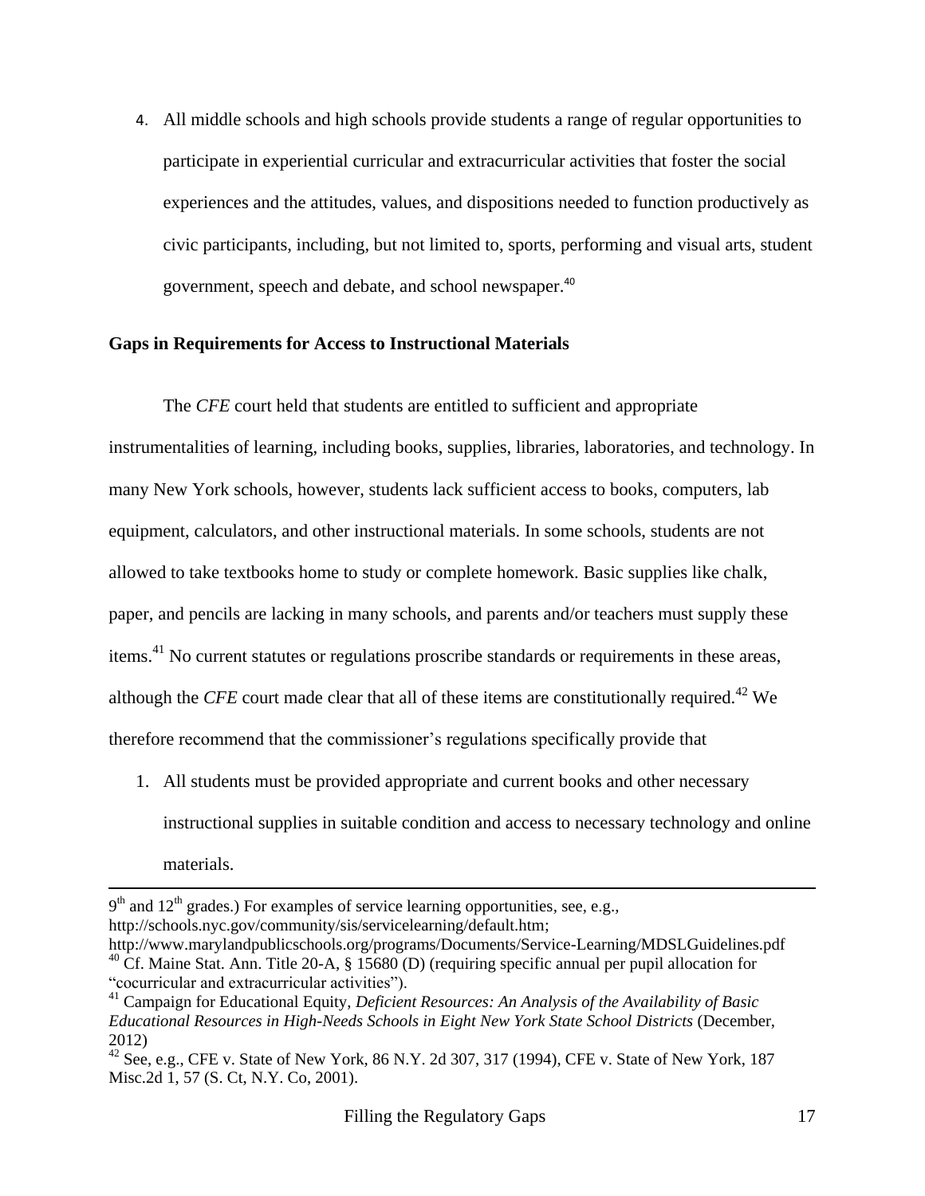4. All middle schools and high schools provide students a range of regular opportunities to participate in experiential curricular and extracurricular activities that foster the social experiences and the attitudes, values, and dispositions needed to function productively as civic participants, including, but not limited to, sports, performing and visual arts, student government, speech and debate, and school newspaper.[40]

**Gaps in Requirements for Access to Instructional Materials**

The *CFE* court held that students are entitled to sufficient and appropriate instrumentalities of learning, including books, supplies, libraries, laboratories, and technology. In many New York schools, however, students lack sufficient access to books, computers, lab equipment, calculators, and other instructional materials. In some schools, students are not allowed to take textbooks home to study or complete homework. Basic supplies like chalk, paper, and pencils are lacking in many schools, and parents and/or teachers must supply these items.[41] No current statutes or regulations proscribe standards or requirements in these areas, although the *CFE* court made clear that all of these items are constitutionally required.[42] We therefore recommend that the commissioner's regulations specifically provide that

1. All students must be provided appropriate and current books and other necessary instructional supplies in suitable condition and access to necessary technology and online materials.

---

9th and 12th grades.) For examples of service learning opportunities, see, e.g., http://schools.nyc.gov/community/sis/servicelearning/default.htm; http://www.marylandpublicschools.org/programs/Documents/Service-Learning/MDSLGuidelines.pdf

[40] Cf. Maine Stat. Ann. Title 20-A, § 15680 (D) (requiring specific annual per pupil allocation for "cocurricular and extracurricular activities").

[41] Campaign for Educational Equity, *Deficient Resources: An Analysis of the Availability of Basic Educational Resources in High-Needs Schools in Eight New York State School Districts* (December, 2012)

[42] See, e.g., CFE v. State of New York, 86 N.Y. 2d 307, 317 (1994), CFE v. State of New York, 187 Misc.2d 1, 57 (S. Ct, N.Y. Co, 2001).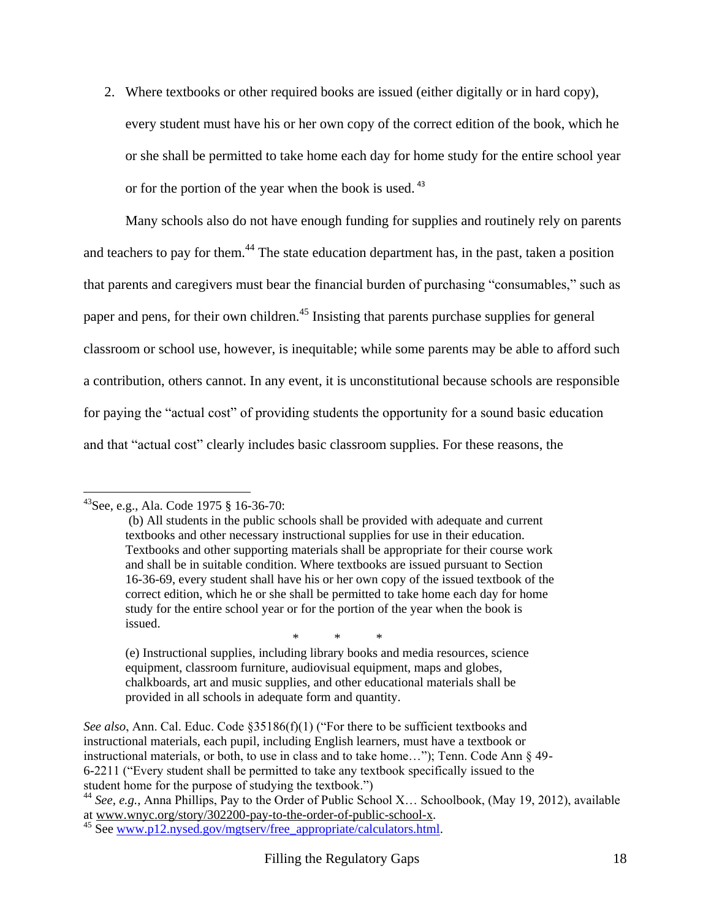2. Where textbooks or other required books are issued (either digitally or in hard copy), every student must have his or her own copy of the correct edition of the book, which he or she shall be permitted to take home each day for home study for the entire school year or for the portion of the year when the book is used. [43]

Many schools also do not have enough funding for supplies and routinely rely on parents and teachers to pay for them.[44] The state education department has, in the past, taken a position that parents and caregivers must bear the financial burden of purchasing "consumables," such as paper and pens, for their own children.[45] Insisting that parents purchase supplies for general classroom or school use, however, is inequitable; while some parents may be able to afford such a contribution, others cannot. In any event, it is unconstitutional because schools are responsible for paying the "actual cost" of providing students the opportunity for a sound basic education and that "actual cost" clearly includes basic classroom supplies. For these reasons, the

---

[43]See, e.g., Ala. Code 1975 § 16-36-70:

> (b) All students in the public schools shall be provided with adequate and current textbooks and other necessary instructional supplies for use in their education. Textbooks and other supporting materials shall be appropriate for their course work and shall be in suitable condition. Where textbooks are issued pursuant to Section 16-36-69, every student shall have his or her own copy of the issued textbook of the correct edition, which he or she shall be permitted to take home each day for home study for the entire school year or for the portion of the year when the book is issued.
>
> \* \* \*
>
> (e) Instructional supplies, including library books and media resources, science equipment, classroom furniture, audiovisual equipment, maps and globes, chalkboards, art and music supplies, and other educational materials shall be provided in all schools in adequate form and quantity.

*See also*, Ann. Cal. Educ. Code §35186(f)(1) ("For there to be sufficient textbooks and instructional materials, each pupil, including English learners, must have a textbook or instructional materials, or both, to use in class and to take home…"); Tenn. Code Ann § 49-6-2211 ("Every student shall be permitted to take any textbook specifically issued to the student home for the purpose of studying the textbook.")

[44] *See, e.g.,* Anna Phillips, Pay to the Order of Public School X… Schoolbook, (May 19, 2012), available at www.wnyc.org/story/302200-pay-to-the-order-of-public-school-x.

[45] See www.p12.nysed.gov/mgtserv/free_appropriate/calculators.html.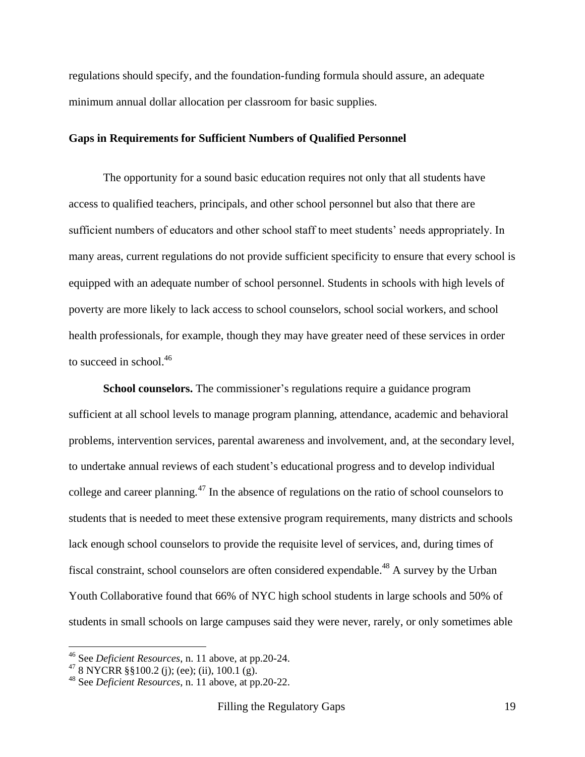regulations should specify, and the foundation-funding formula should assure, an adequate minimum annual dollar allocation per classroom for basic supplies.

### Gaps in Requirements for Sufficient Numbers of Qualified Personnel

The opportunity for a sound basic education requires not only that all students have access to qualified teachers, principals, and other school personnel but also that there are sufficient numbers of educators and other school staff to meet students' needs appropriately. In many areas, current regulations do not provide sufficient specificity to ensure that every school is equipped with an adequate number of school personnel. Students in schools with high levels of poverty are more likely to lack access to school counselors, school social workers, and school health professionals, for example, though they may have greater need of these services in order to succeed in school.[46]

**School counselors.** The commissioner's regulations require a guidance program sufficient at all school levels to manage program planning, attendance, academic and behavioral problems, intervention services, parental awareness and involvement, and, at the secondary level, to undertake annual reviews of each student's educational progress and to develop individual college and career planning.[47] In the absence of regulations on the ratio of school counselors to students that is needed to meet these extensive program requirements, many districts and schools lack enough school counselors to provide the requisite level of services, and, during times of fiscal constraint, school counselors are often considered expendable.[48] A survey by the Urban Youth Collaborative found that 66% of NYC high school students in large schools and 50% of students in small schools on large campuses said they were never, rarely, or only sometimes able

---

[46] See *Deficient Resources*, n. 11 above, at pp.20-24.

[47] 8 NYCRR §§100.2 (j); (ee); (ii), 100.1 (g).

[48] See *Deficient Resources*, n. 11 above, at pp.20-22.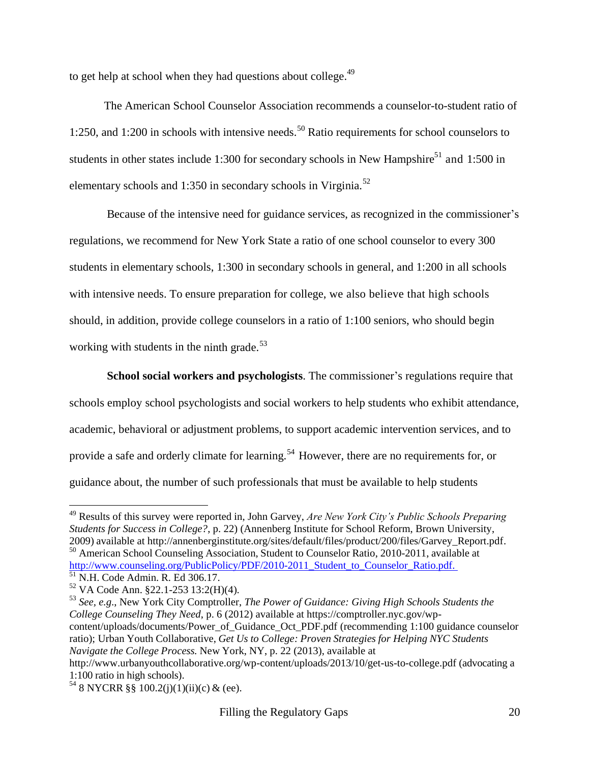to get help at school when they had questions about college.[49]

The American School Counselor Association recommends a counselor-to-student ratio of 1:250, and 1:200 in schools with intensive needs.[50] Ratio requirements for school counselors to students in other states include 1:300 for secondary schools in New Hampshire[51] and 1:500 in elementary schools and 1:350 in secondary schools in Virginia.[52]

Because of the intensive need for guidance services, as recognized in the commissioner's regulations, we recommend for New York State a ratio of one school counselor to every 300 students in elementary schools, 1:300 in secondary schools in general, and 1:200 in all schools with intensive needs. To ensure preparation for college, we also believe that high schools should, in addition, provide college counselors in a ratio of 1:100 seniors, who should begin working with students in the ninth grade.[53]

**School social workers and psychologists**. The commissioner's regulations require that schools employ school psychologists and social workers to help students who exhibit attendance, academic, behavioral or adjustment problems, to support academic intervention services, and to provide a safe and orderly climate for learning.[54] However, there are no requirements for, or guidance about, the number of such professionals that must be available to help students

---

[49] Results of this survey were reported in, John Garvey, *Are New York City's Public Schools Preparing Students for Success in College?*, p. 22) (Annenberg Institute for School Reform, Brown University, 2009) available at http://annenberginstitute.org/sites/default/files/product/200/files/Garvey_Report.pdf.

[50] American School Counseling Association, Student to Counselor Ratio, 2010-2011, available at http://www.counseling.org/PublicPolicy/PDF/2010-2011_Student_to_Counselor_Ratio.pdf.

[51] N.H. Code Admin. R. Ed 306.17.

[52] VA Code Ann. §22.1-253 13:2(H)(4).

[53] *See*, *e.g*., New York City Comptroller, *The Power of Guidance: Giving High Schools Students the College Counseling They Need*, p. 6 (2012) available at https://comptroller.nyc.gov/wp-content/uploads/documents/Power_of_Guidance_Oct_PDF.pdf (recommending 1:100 guidance counselor ratio); Urban Youth Collaborative, *Get Us to College: Proven Strategies for Helping NYC Students Navigate the College Process.* New York, NY, p. 22 (2013), available at http://www.urbanyouthcollaborative.org/wp-content/uploads/2013/10/get-us-to-college.pdf (advocating a 1:100 ratio in high schools).

[54] 8 NYCRR §§ 100.2(j)(1)(ii)(c) & (ee).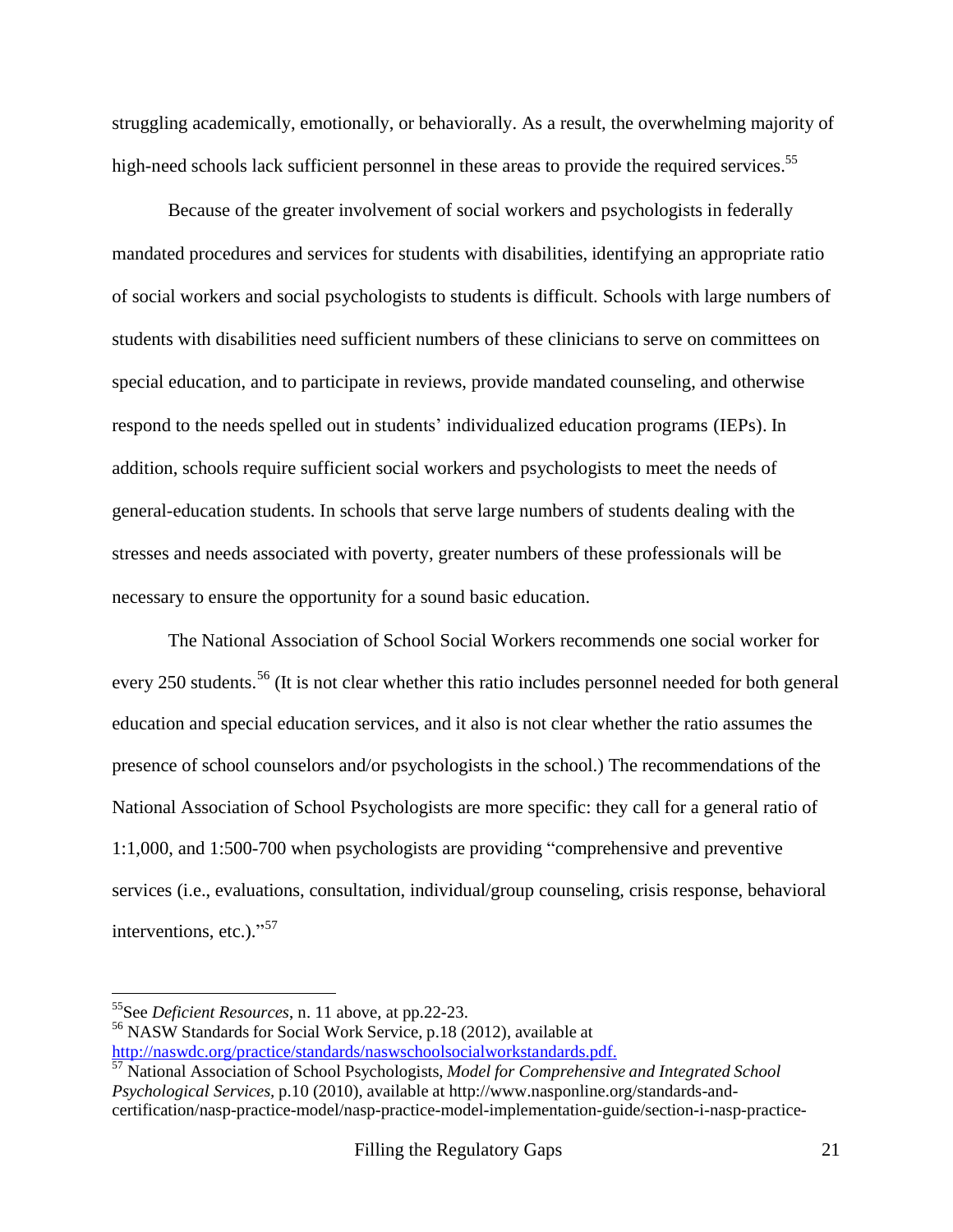struggling academically, emotionally, or behaviorally. As a result, the overwhelming majority of high-need schools lack sufficient personnel in these areas to provide the required services.[55]

Because of the greater involvement of social workers and psychologists in federally mandated procedures and services for students with disabilities, identifying an appropriate ratio of social workers and social psychologists to students is difficult. Schools with large numbers of students with disabilities need sufficient numbers of these clinicians to serve on committees on special education, and to participate in reviews, provide mandated counseling, and otherwise respond to the needs spelled out in students' individualized education programs (IEPs). In addition, schools require sufficient social workers and psychologists to meet the needs of general-education students. In schools that serve large numbers of students dealing with the stresses and needs associated with poverty, greater numbers of these professionals will be necessary to ensure the opportunity for a sound basic education.

The National Association of School Social Workers recommends one social worker for every 250 students.[56] (It is not clear whether this ratio includes personnel needed for both general education and special education services, and it also is not clear whether the ratio assumes the presence of school counselors and/or psychologists in the school.) The recommendations of the National Association of School Psychologists are more specific: they call for a general ratio of 1:1,000, and 1:500-700 when psychologists are providing "comprehensive and preventive services (i.e., evaluations, consultation, individual/group counseling, crisis response, behavioral interventions, etc.)."[57]

---

[55] See *Deficient Resources*, n. 11 above, at pp.22-23.

[56] NASW Standards for Social Work Service, p.18 (2012), available at http://naswdc.org/practice/standards/naswschoolsocialworkstandards.pdf.

[57] National Association of School Psychologists, *Model for Comprehensive and Integrated School Psychological Services*, p.10 (2010), available at http://www.nasponline.org/standards-and-certification/nasp-practice-model/nasp-practice-model-implementation-guide/section-i-nasp-practice-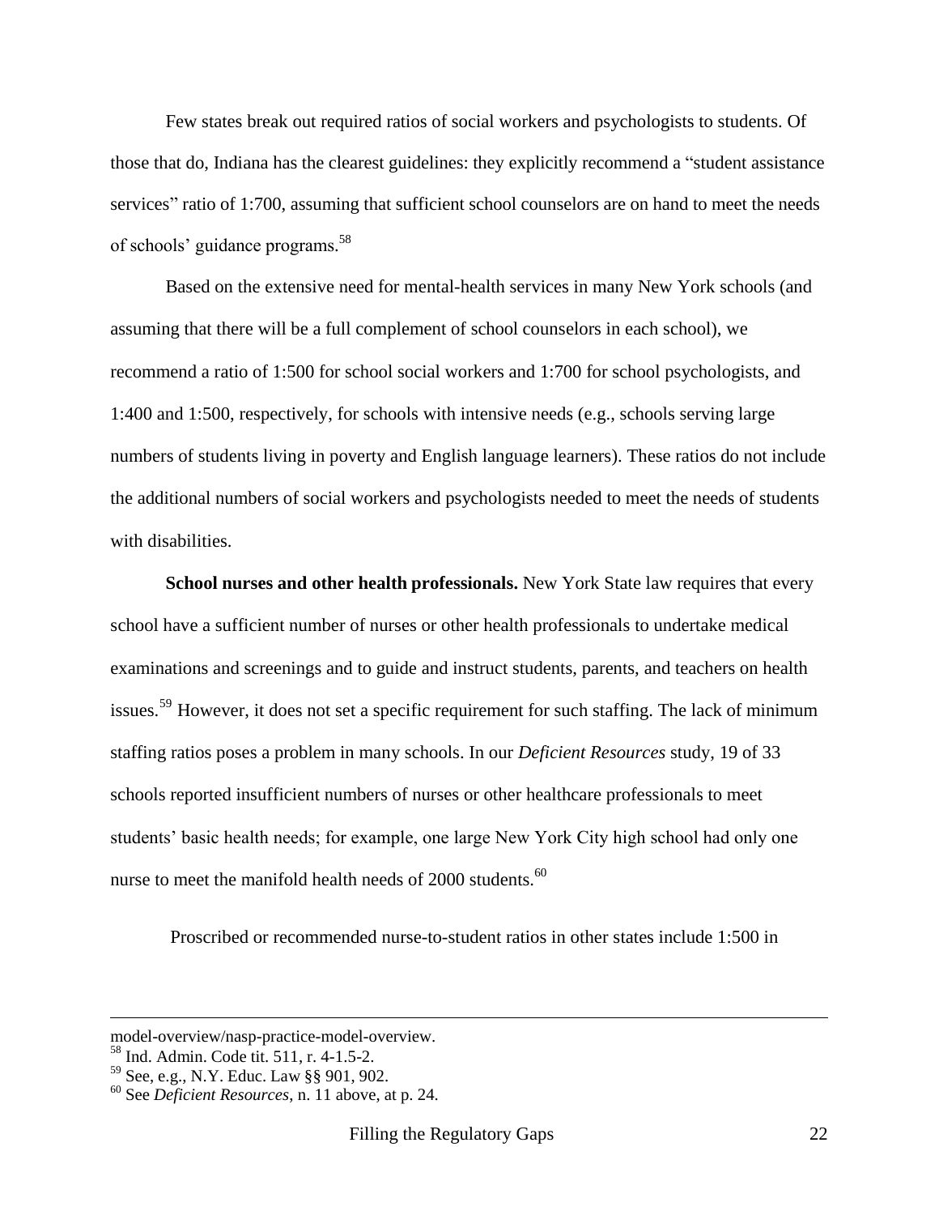Few states break out required ratios of social workers and psychologists to students. Of those that do, Indiana has the clearest guidelines: they explicitly recommend a "student assistance services" ratio of 1:700, assuming that sufficient school counselors are on hand to meet the needs of schools' guidance programs.[58]

Based on the extensive need for mental-health services in many New York schools (and assuming that there will be a full complement of school counselors in each school), we recommend a ratio of 1:500 for school social workers and 1:700 for school psychologists, and 1:400 and 1:500, respectively, for schools with intensive needs (e.g., schools serving large numbers of students living in poverty and English language learners). These ratios do not include the additional numbers of social workers and psychologists needed to meet the needs of students with disabilities.

**School nurses and other health professionals.** New York State law requires that every school have a sufficient number of nurses or other health professionals to undertake medical examinations and screenings and to guide and instruct students, parents, and teachers on health issues.[59] However, it does not set a specific requirement for such staffing. The lack of minimum staffing ratios poses a problem in many schools. In our *Deficient Resources* study, 19 of 33 schools reported insufficient numbers of nurses or other healthcare professionals to meet students' basic health needs; for example, one large New York City high school had only one nurse to meet the manifold health needs of 2000 students.[60]

Proscribed or recommended nurse-to-student ratios in other states include 1:500 in

---

model-overview/nasp-practice-model-overview.

[58] Ind. Admin. Code tit. 511, r. 4-1.5-2.

[59] See, e.g., N.Y. Educ. Law §§ 901, 902.

[60] See *Deficient Resources*, n. 11 above, at p. 24.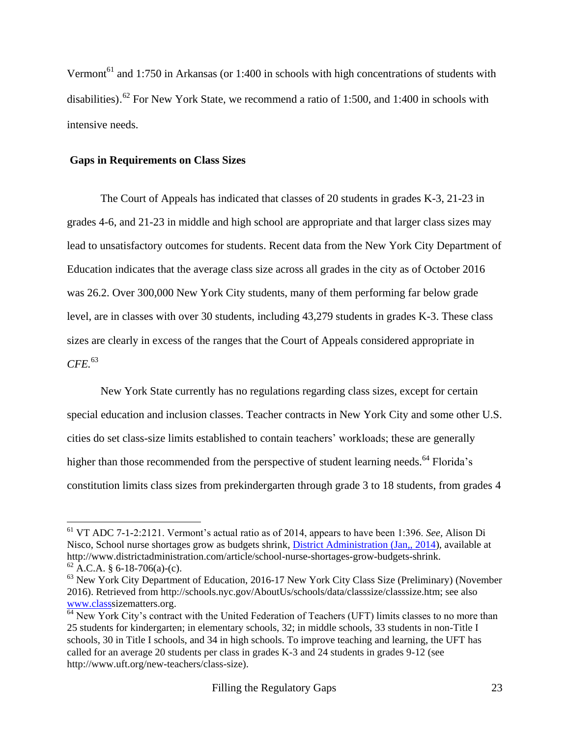Vermont[61] and 1:750 in Arkansas (or 1:400 in schools with high concentrations of students with disabilities).[62] For New York State, we recommend a ratio of 1:500, and 1:400 in schools with intensive needs.

**Gaps in Requirements on Class Sizes**

The Court of Appeals has indicated that classes of 20 students in grades K-3, 21-23 in grades 4-6, and 21-23 in middle and high school are appropriate and that larger class sizes may lead to unsatisfactory outcomes for students. Recent data from the New York City Department of Education indicates that the average class size across all grades in the city as of October 2016 was 26.2. Over 300,000 New York City students, many of them performing far below grade level, are in classes with over 30 students, including 43,279 students in grades K-3. These class sizes are clearly in excess of the ranges that the Court of Appeals considered appropriate in *CFE.*[63]

New York State currently has no regulations regarding class sizes, except for certain special education and inclusion classes. Teacher contracts in New York City and some other U.S. cities do set class-size limits established to contain teachers' workloads; these are generally higher than those recommended from the perspective of student learning needs.[64] Florida's constitution limits class sizes from prekindergarten through grade 3 to 18 students, from grades 4

---

[61] VT ADC 7-1-2:2121. Vermont's actual ratio as of 2014, appears to have been 1:396. *See*, Alison Di Nisco, School nurse shortages grow as budgets shrink, District Administration (Jan,, 2014), available at http://www.districtadministration.com/article/school-nurse-shortages-grow-budgets-shrink.

[62] A.C.A. § 6-18-706(a)-(c).

[63] New York City Department of Education, 2016-17 New York City Class Size (Preliminary) (November 2016). Retrieved from http://schools.nyc.gov/AboutUs/schools/data/classsize/classsize.htm; see also www.classsizematters.org.

[64] New York City's contract with the United Federation of Teachers (UFT) limits classes to no more than 25 students for kindergarten; in elementary schools, 32; in middle schools, 33 students in non-Title I schools, 30 in Title I schools, and 34 in high schools. To improve teaching and learning, the UFT has called for an average 20 students per class in grades K-3 and 24 students in grades 9-12 (see http://www.uft.org/new-teachers/class-size).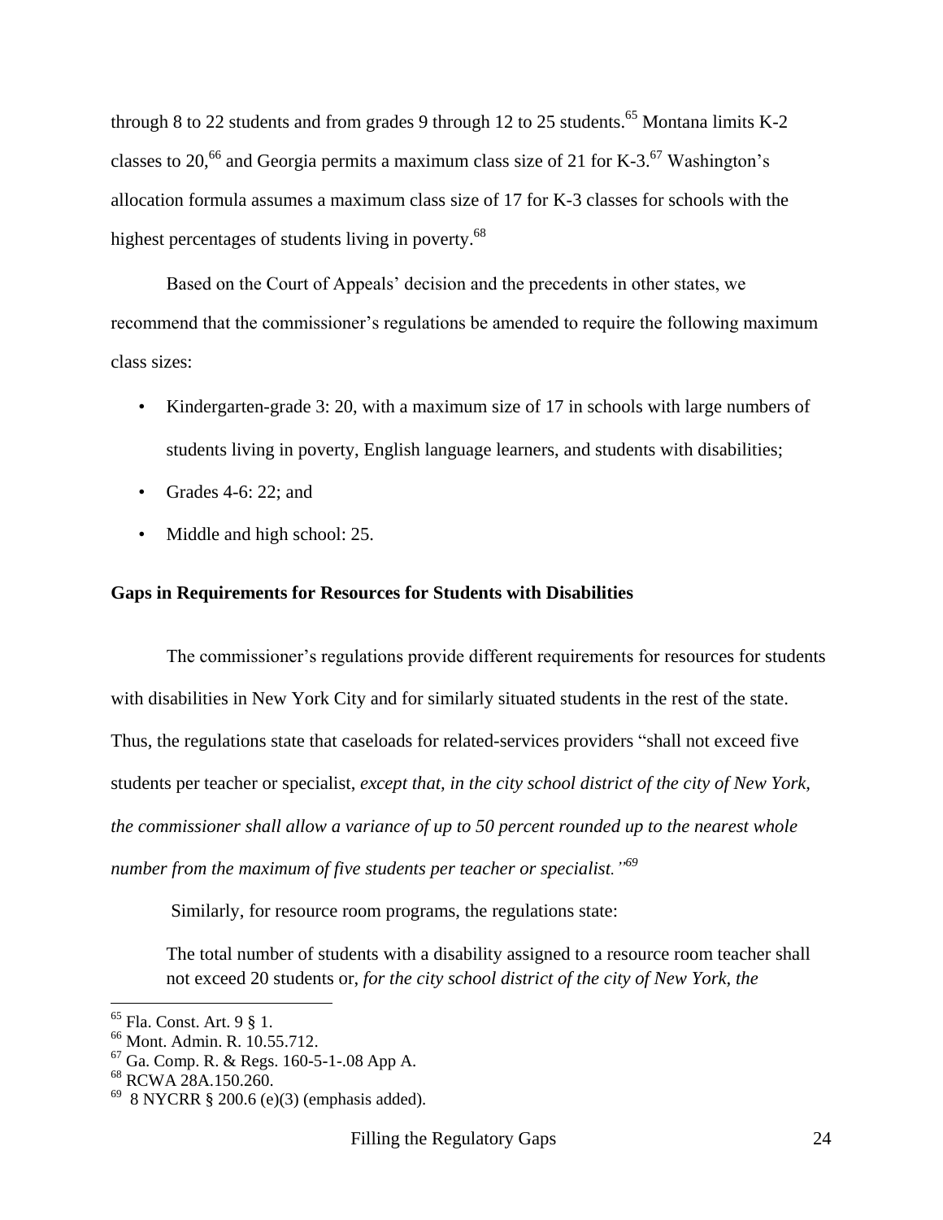through 8 to 22 students and from grades 9 through 12 to 25 students.[65] Montana limits K-2 classes to 20,[66] and Georgia permits a maximum class size of 21 for K-3.[67] Washington's allocation formula assumes a maximum class size of 17 for K-3 classes for schools with the highest percentages of students living in poverty.[68]

Based on the Court of Appeals' decision and the precedents in other states, we recommend that the commissioner's regulations be amended to require the following maximum class sizes:

- Kindergarten-grade 3: 20, with a maximum size of 17 in schools with large numbers of students living in poverty, English language learners, and students with disabilities;
- Grades 4-6: 22; and
- Middle and high school: 25.

**Gaps in Requirements for Resources for Students with Disabilities**

The commissioner's regulations provide different requirements for resources for students with disabilities in New York City and for similarly situated students in the rest of the state. Thus, the regulations state that caseloads for related-services providers "shall not exceed five students per teacher or specialist, *except that, in the city school district of the city of New York, the commissioner shall allow a variance of up to 50 percent rounded up to the nearest whole number from the maximum of five students per teacher or specialist.*"[69]

Similarly, for resource room programs, the regulations state:

> The total number of students with a disability assigned to a resource room teacher shall not exceed 20 students or, *for the city school district of the city of New York, the*

[65] Fla. Const. Art. 9 § 1.

[66] Mont. Admin. R. 10.55.712.

[67] Ga. Comp. R. & Regs. 160-5-1-.08 App A.

[68] RCWA 28A.150.260.

[69] 8 NYCRR § 200.6 (e)(3) (emphasis added).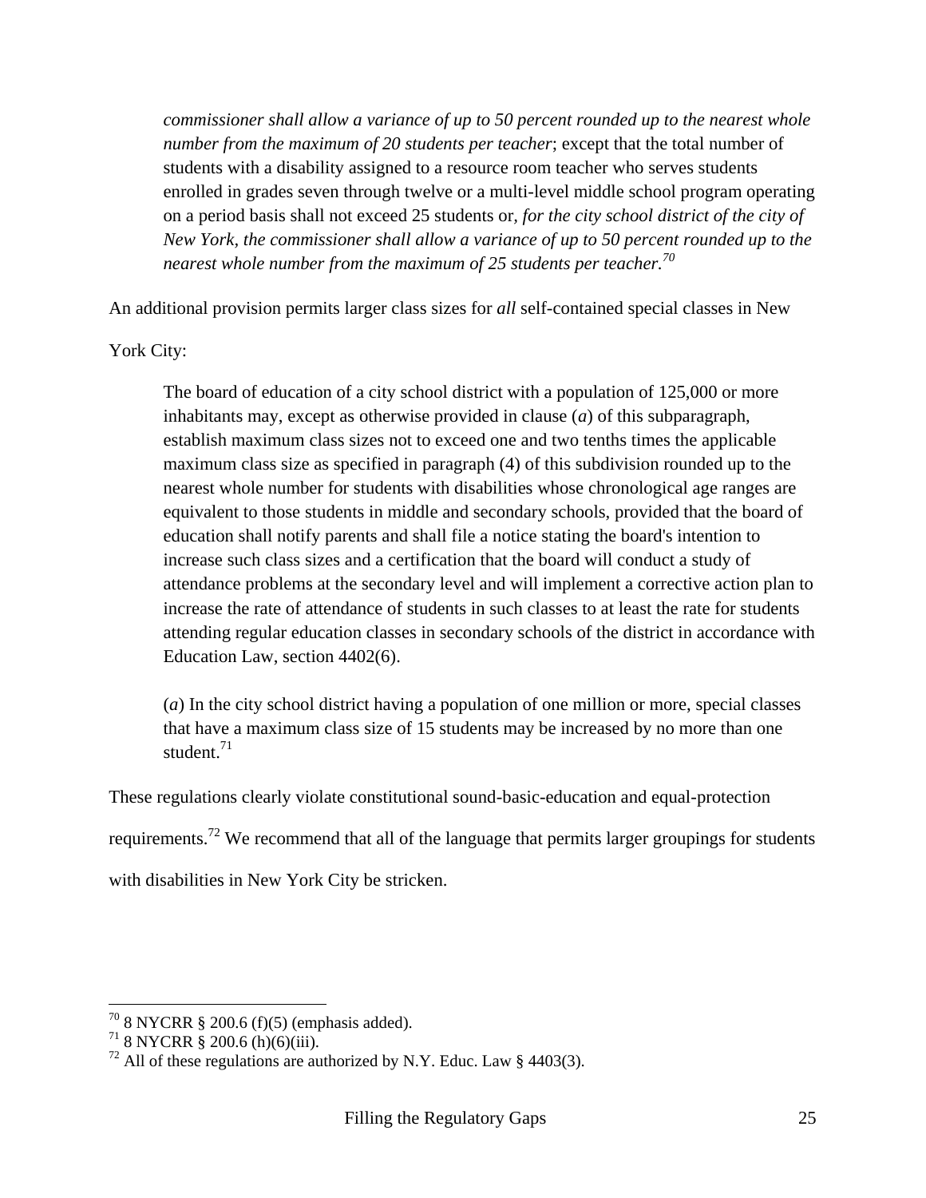> *commissioner shall allow a variance of up to 50 percent rounded up to the nearest whole number from the maximum of 20 students per teacher*; except that the total number of students with a disability assigned to a resource room teacher who serves students enrolled in grades seven through twelve or a multi-level middle school program operating on a period basis shall not exceed 25 students or, *for the city school district of the city of New York, the commissioner shall allow a variance of up to 50 percent rounded up to the nearest whole number from the maximum of 25 students per teacher.*[70]

An additional provision permits larger class sizes for *all* self-contained special classes in New York City:

> The board of education of a city school district with a population of 125,000 or more inhabitants may, except as otherwise provided in clause (*a*) of this subparagraph, establish maximum class sizes not to exceed one and two tenths times the applicable maximum class size as specified in paragraph (4) of this subdivision rounded up to the nearest whole number for students with disabilities whose chronological age ranges are equivalent to those students in middle and secondary schools, provided that the board of education shall notify parents and shall file a notice stating the board's intention to increase such class sizes and a certification that the board will conduct a study of attendance problems at the secondary level and will implement a corrective action plan to increase the rate of attendance of students in such classes to at least the rate for students attending regular education classes in secondary schools of the district in accordance with Education Law, section 4402(6).
>
> (*a*) In the city school district having a population of one million or more, special classes that have a maximum class size of 15 students may be increased by no more than one student.[71]

These regulations clearly violate constitutional sound-basic-education and equal-protection requirements.[72] We recommend that all of the language that permits larger groupings for students with disabilities in New York City be stricken.

---

[70] 8 NYCRR § 200.6 (f)(5) (emphasis added).
[71] 8 NYCRR § 200.6 (h)(6)(iii).
[72] All of these regulations are authorized by N.Y. Educ. Law § 4403(3).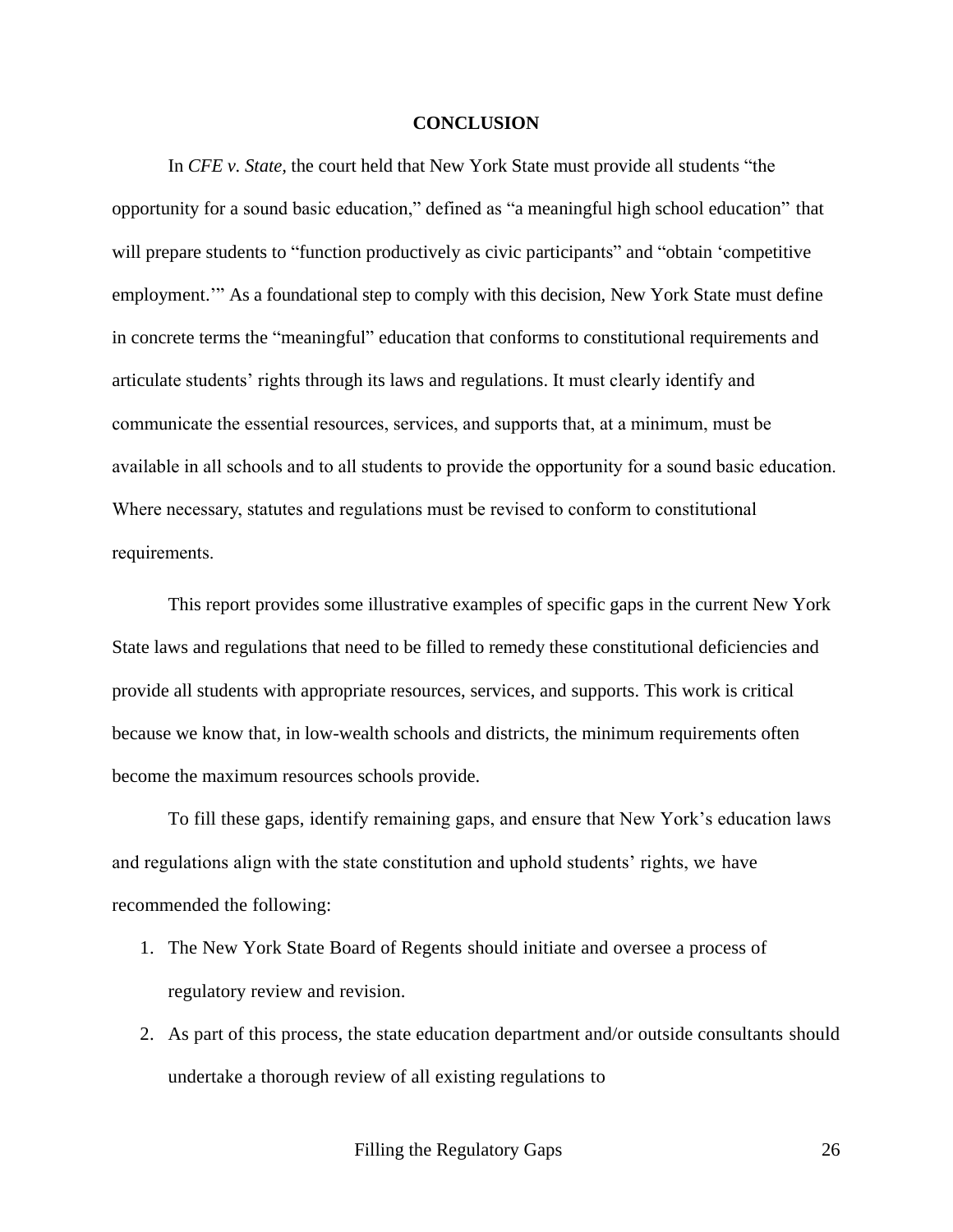## CONCLUSION

In *CFE v. State*, the court held that New York State must provide all students "the opportunity for a sound basic education," defined as "a meaningful high school education" that will prepare students to "function productively as civic participants" and "obtain 'competitive employment.'" As a foundational step to comply with this decision, New York State must define in concrete terms the "meaningful" education that conforms to constitutional requirements and articulate students' rights through its laws and regulations. It must clearly identify and communicate the essential resources, services, and supports that, at a minimum, must be available in all schools and to all students to provide the opportunity for a sound basic education. Where necessary, statutes and regulations must be revised to conform to constitutional requirements.

This report provides some illustrative examples of specific gaps in the current New York State laws and regulations that need to be filled to remedy these constitutional deficiencies and provide all students with appropriate resources, services, and supports. This work is critical because we know that, in low-wealth schools and districts, the minimum requirements often become the maximum resources schools provide.

To fill these gaps, identify remaining gaps, and ensure that New York's education laws and regulations align with the state constitution and uphold students' rights, we have recommended the following:

1. The New York State Board of Regents should initiate and oversee a process of regulatory review and revision.
2. As part of this process, the state education department and/or outside consultants should undertake a thorough review of all existing regulations to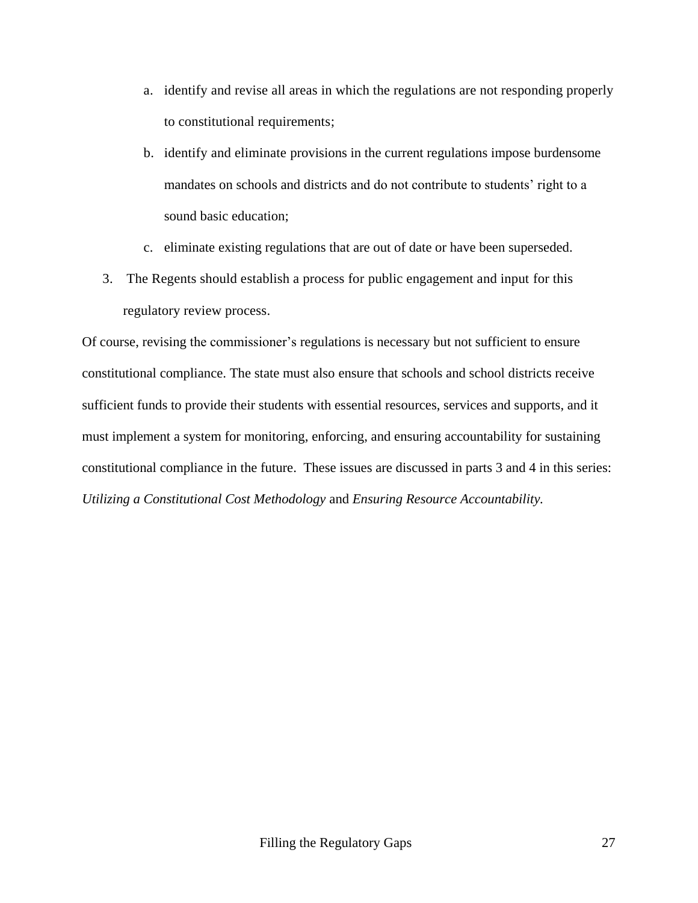a. identify and revise all areas in which the regulations are not responding properly to constitutional requirements;
   b. identify and eliminate provisions in the current regulations impose burdensome mandates on schools and districts and do not contribute to students' right to a sound basic education;
   c. eliminate existing regulations that are out of date or have been superseded.

3. The Regents should establish a process for public engagement and input for this regulatory review process.

Of course, revising the commissioner's regulations is necessary but not sufficient to ensure constitutional compliance. The state must also ensure that schools and school districts receive sufficient funds to provide their students with essential resources, services and supports, and it must implement a system for monitoring, enforcing, and ensuring accountability for sustaining constitutional compliance in the future. These issues are discussed in parts 3 and 4 in this series: *Utilizing a Constitutional Cost Methodology* and *Ensuring Resource Accountability.*